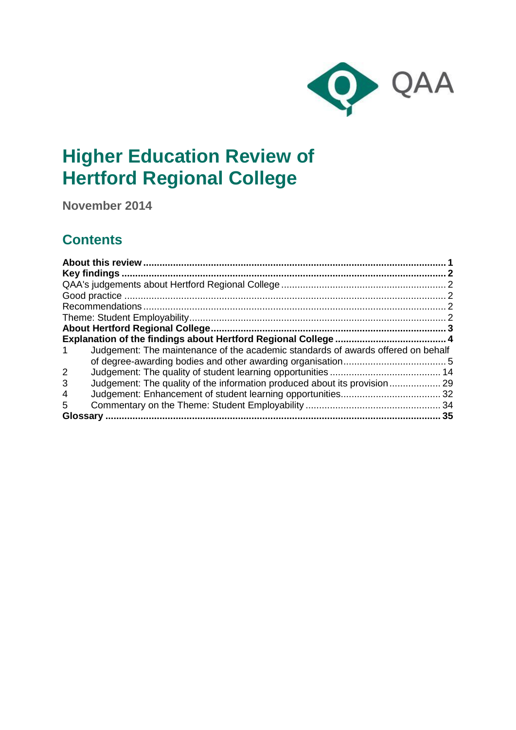QAA

# Higher Education Review of Hertford Regional College

**November 2014**

## Contents

| | | |
|---|---|---|
| **About this review** | | **1** |
| **Key findings** | | **2** |
| QAA's judgements about Hertford Regional College | | 2 |
| Good practice | | 2 |
| Recommendations | | 2 |
| Theme: Student Employability | | 2 |
| **About Hertford Regional College** | | **3** |
| **Explanation of the findings about Hertford Regional College** | | **4** |
| 1 | Judgement: The maintenance of the academic standards of awards offered on behalf of degree-awarding bodies and other awarding organisation | 5 |
| 2 | Judgement: The quality of student learning opportunities | 14 |
| 3 | Judgement: The quality of the information produced about its provision | 29 |
| 4 | Judgement: Enhancement of student learning opportunities | 32 |
| 5 | Commentary on the Theme: Student Employability | 34 |
| **Glossary** | | **35** |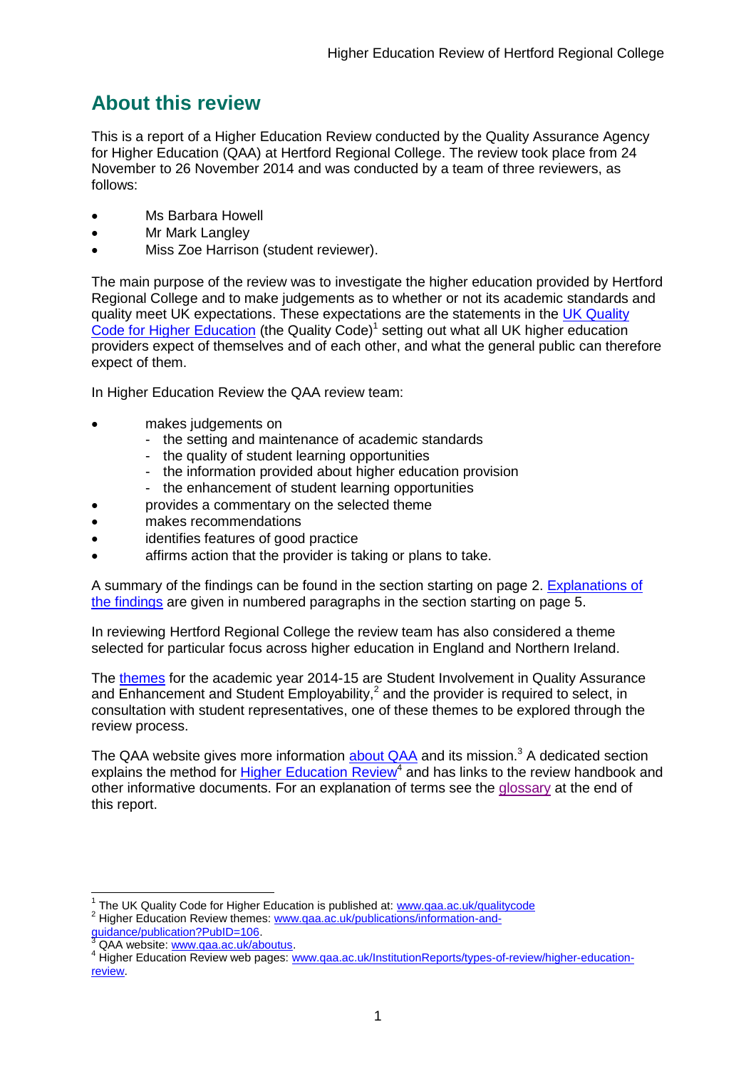## About this review

This is a report of a Higher Education Review conducted by the Quality Assurance Agency for Higher Education (QAA) at Hertford Regional College. The review took place from 24 November to 26 November 2014 and was conducted by a team of three reviewers, as follows:

- Ms Barbara Howell
- Mr Mark Langley
- Miss Zoe Harrison (student reviewer).

The main purpose of the review was to investigate the higher education provided by Hertford Regional College and to make judgements as to whether or not its academic standards and quality meet UK expectations. These expectations are the statements in the UK Quality Code for Higher Education (the Quality Code)[1] setting out what all UK higher education providers expect of themselves and of each other, and what the general public can therefore expect of them.

In Higher Education Review the QAA review team:

- makes judgements on
  - the setting and maintenance of academic standards
  - the quality of student learning opportunities
  - the information provided about higher education provision
  - the enhancement of student learning opportunities
- provides a commentary on the selected theme
- makes recommendations
- identifies features of good practice
- affirms action that the provider is taking or plans to take.

A summary of the findings can be found in the section starting on page 2. Explanations of the findings are given in numbered paragraphs in the section starting on page 5.

In reviewing Hertford Regional College the review team has also considered a theme selected for particular focus across higher education in England and Northern Ireland.

The themes for the academic year 2014-15 are Student Involvement in Quality Assurance and Enhancement and Student Employability,[2] and the provider is required to select, in consultation with student representatives, one of these themes to be explored through the review process.

The QAA website gives more information about QAA and its mission.[3] A dedicated section explains the method for Higher Education Review[4] and has links to the review handbook and other informative documents. For an explanation of terms see the glossary at the end of this report.

---

[1] The UK Quality Code for Higher Education is published at: www.qaa.ac.uk/qualitycode

[2] Higher Education Review themes: www.qaa.ac.uk/publications/information-and-guidance/publication?PubID=106.

[3] QAA website: www.qaa.ac.uk/aboutus.

[4] Higher Education Review web pages: www.qaa.ac.uk/InstitutionReports/types-of-review/higher-education-review.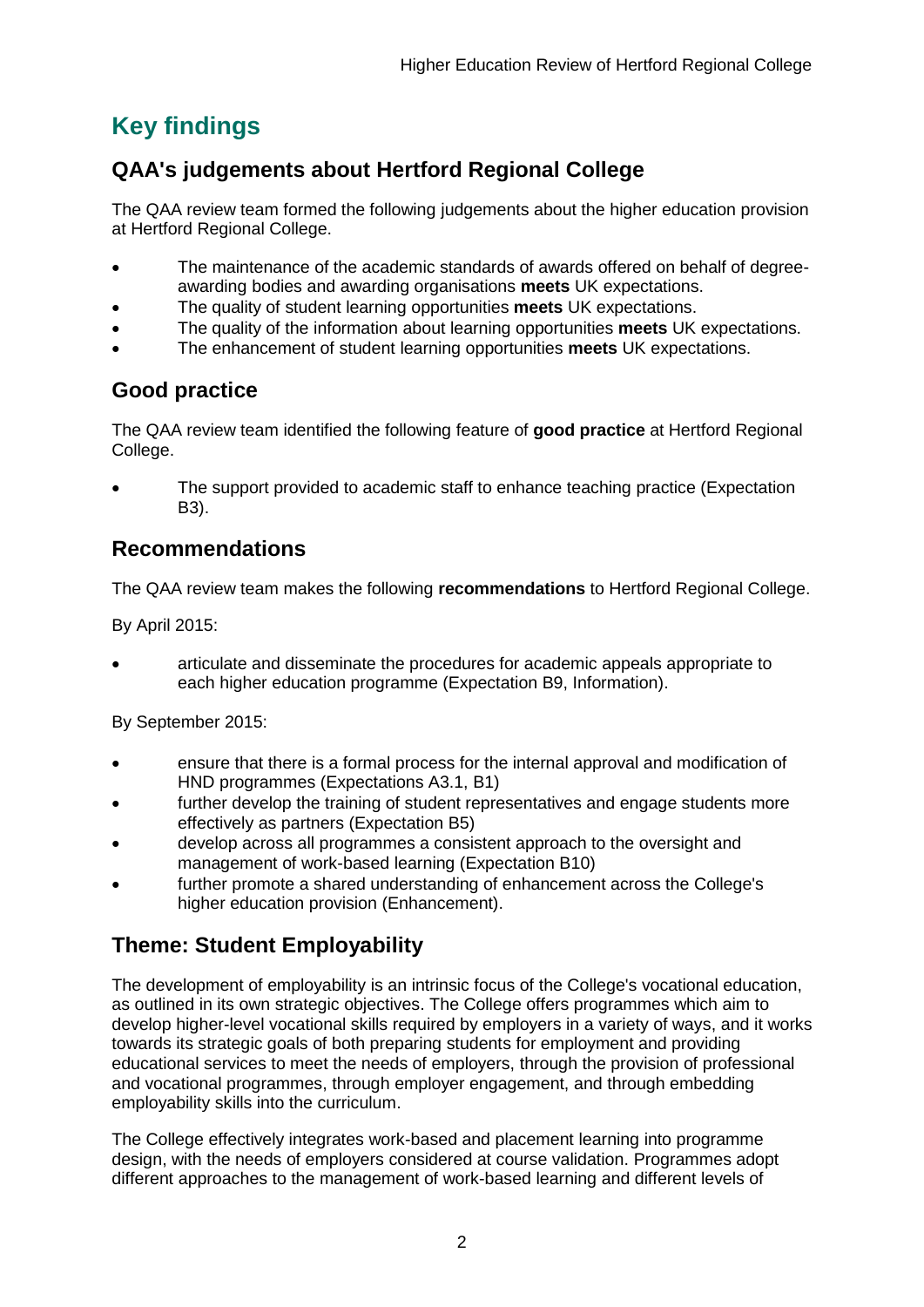# Key findings

## QAA's judgements about Hertford Regional College

The QAA review team formed the following judgements about the higher education provision at Hertford Regional College.

- The maintenance of the academic standards of awards offered on behalf of degree-awarding bodies and awarding organisations **meets** UK expectations.
- The quality of student learning opportunities **meets** UK expectations.
- The quality of the information about learning opportunities **meets** UK expectations.
- The enhancement of student learning opportunities **meets** UK expectations.

## Good practice

The QAA review team identified the following feature of **good practice** at Hertford Regional College.

- The support provided to academic staff to enhance teaching practice (Expectation B3).

## Recommendations

The QAA review team makes the following **recommendations** to Hertford Regional College.

By April 2015:

- articulate and disseminate the procedures for academic appeals appropriate to each higher education programme (Expectation B9, Information).

By September 2015:

- ensure that there is a formal process for the internal approval and modification of HND programmes (Expectations A3.1, B1)
- further develop the training of student representatives and engage students more effectively as partners (Expectation B5)
- develop across all programmes a consistent approach to the oversight and management of work-based learning (Expectation B10)
- further promote a shared understanding of enhancement across the College's higher education provision (Enhancement).

## Theme: Student Employability

The development of employability is an intrinsic focus of the College's vocational education, as outlined in its own strategic objectives. The College offers programmes which aim to develop higher-level vocational skills required by employers in a variety of ways, and it works towards its strategic goals of both preparing students for employment and providing educational services to meet the needs of employers, through the provision of professional and vocational programmes, through employer engagement, and through embedding employability skills into the curriculum.

The College effectively integrates work-based and placement learning into programme design, with the needs of employers considered at course validation. Programmes adopt different approaches to the management of work-based learning and different levels of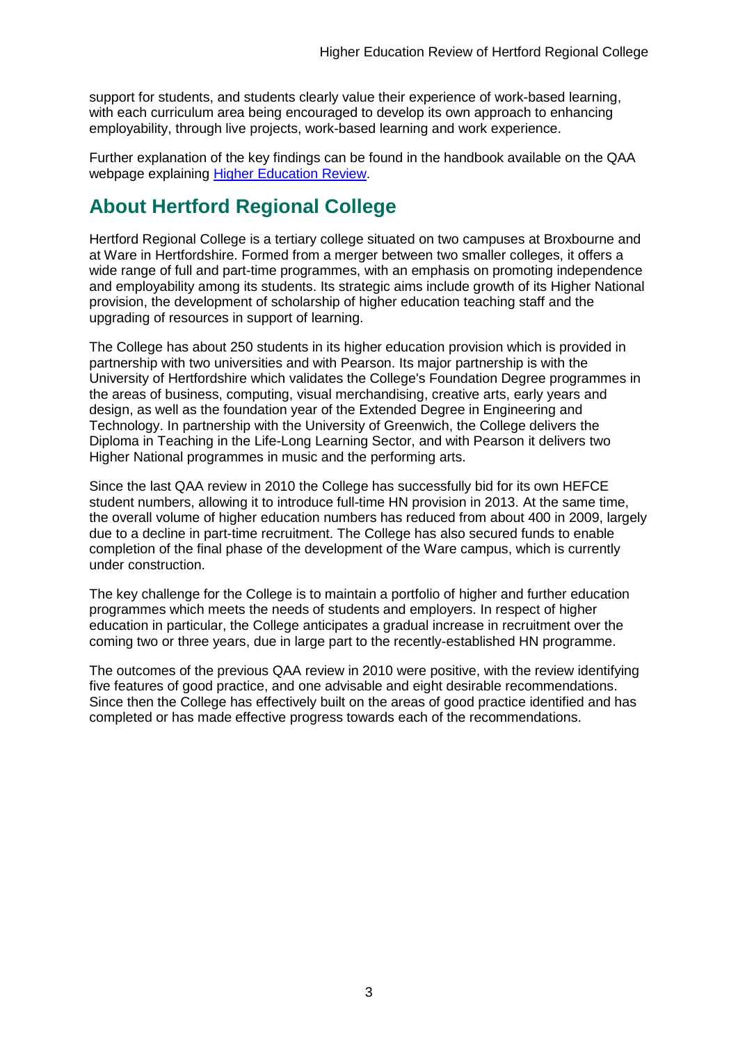support for students, and students clearly value their experience of work-based learning, with each curriculum area being encouraged to develop its own approach to enhancing employability, through live projects, work-based learning and work experience.

Further explanation of the key findings can be found in the handbook available on the QAA webpage explaining [Higher Education Review](#).

## About Hertford Regional College

Hertford Regional College is a tertiary college situated on two campuses at Broxbourne and at Ware in Hertfordshire. Formed from a merger between two smaller colleges, it offers a wide range of full and part-time programmes, with an emphasis on promoting independence and employability among its students. Its strategic aims include growth of its Higher National provision, the development of scholarship of higher education teaching staff and the upgrading of resources in support of learning.

The College has about 250 students in its higher education provision which is provided in partnership with two universities and with Pearson. Its major partnership is with the University of Hertfordshire which validates the College's Foundation Degree programmes in the areas of business, computing, visual merchandising, creative arts, early years and design, as well as the foundation year of the Extended Degree in Engineering and Technology. In partnership with the University of Greenwich, the College delivers the Diploma in Teaching in the Life-Long Learning Sector, and with Pearson it delivers two Higher National programmes in music and the performing arts.

Since the last QAA review in 2010 the College has successfully bid for its own HEFCE student numbers, allowing it to introduce full-time HN provision in 2013. At the same time, the overall volume of higher education numbers has reduced from about 400 in 2009, largely due to a decline in part-time recruitment. The College has also secured funds to enable completion of the final phase of the development of the Ware campus, which is currently under construction.

The key challenge for the College is to maintain a portfolio of higher and further education programmes which meets the needs of students and employers. In respect of higher education in particular, the College anticipates a gradual increase in recruitment over the coming two or three years, due in large part to the recently-established HN programme.

The outcomes of the previous QAA review in 2010 were positive, with the review identifying five features of good practice, and one advisable and eight desirable recommendations. Since then the College has effectively built on the areas of good practice identified and has completed or has made effective progress towards each of the recommendations.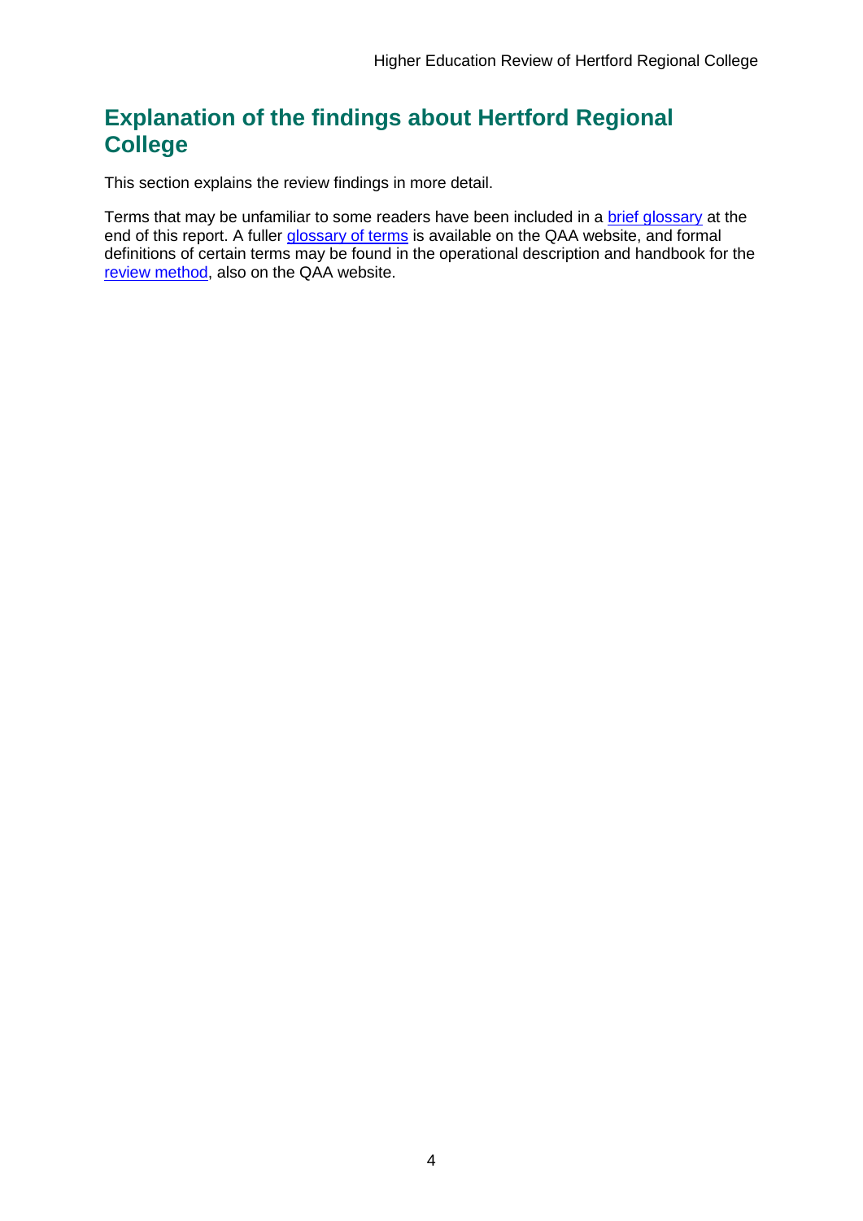## Explanation of the findings about Hertford Regional College

This section explains the review findings in more detail.

Terms that may be unfamiliar to some readers have been included in a brief glossary at the end of this report. A fuller glossary of terms is available on the QAA website, and formal definitions of certain terms may be found in the operational description and handbook for the review method, also on the QAA website.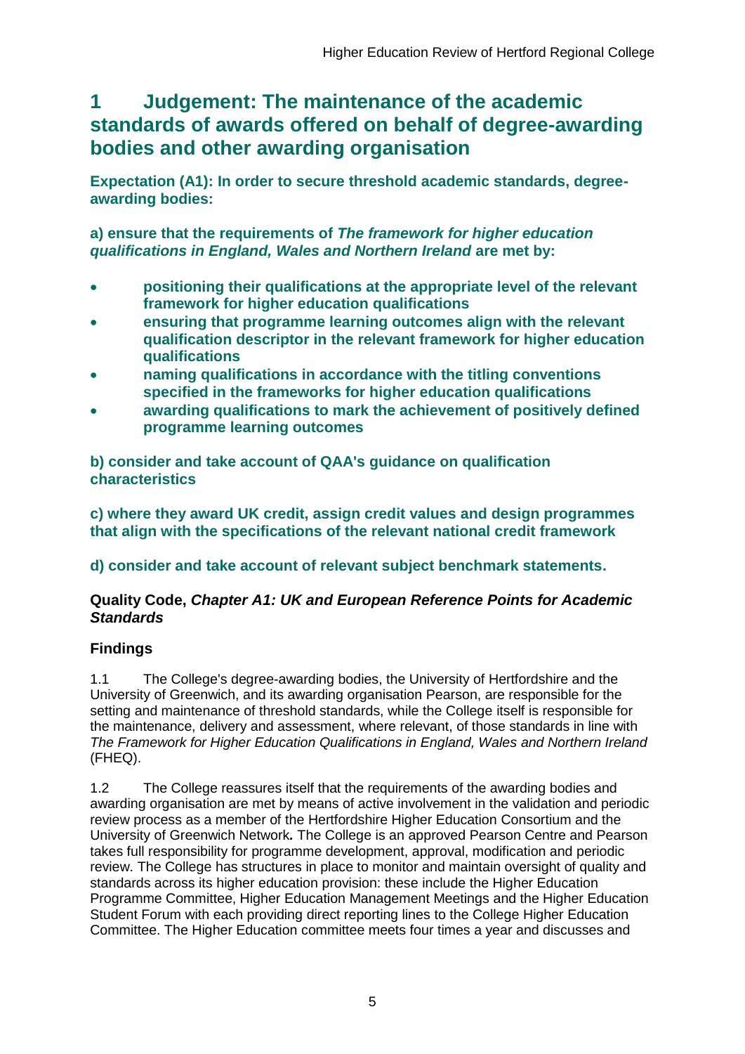# 1 Judgement: The maintenance of the academic standards of awards offered on behalf of degree-awarding bodies and other awarding organisation

**Expectation (A1): In order to secure threshold academic standards, degree-awarding bodies:**

**a) ensure that the requirements of *The framework for higher education qualifications in England, Wales and Northern Ireland* are met by:**

- **positioning their qualifications at the appropriate level of the relevant framework for higher education qualifications**
- **ensuring that programme learning outcomes align with the relevant qualification descriptor in the relevant framework for higher education qualifications**
- **naming qualifications in accordance with the titling conventions specified in the frameworks for higher education qualifications**
- **awarding qualifications to mark the achievement of positively defined programme learning outcomes**

**b) consider and take account of QAA's guidance on qualification characteristics**

**c) where they award UK credit, assign credit values and design programmes that align with the specifications of the relevant national credit framework**

**d) consider and take account of relevant subject benchmark statements.**

**Quality Code, *Chapter A1: UK and European Reference Points for Academic Standards***

## Findings

1.1 The College's degree-awarding bodies, the University of Hertfordshire and the University of Greenwich, and its awarding organisation Pearson, are responsible for the setting and maintenance of threshold standards, while the College itself is responsible for the maintenance, delivery and assessment, where relevant, of those standards in line with *The Framework for Higher Education Qualifications in England, Wales and Northern Ireland* (FHEQ).

1.2 The College reassures itself that the requirements of the awarding bodies and awarding organisation are met by means of active involvement in the validation and periodic review process as a member of the Hertfordshire Higher Education Consortium and the University of Greenwich Network**.** The College is an approved Pearson Centre and Pearson takes full responsibility for programme development, approval, modification and periodic review. The College has structures in place to monitor and maintain oversight of quality and standards across its higher education provision: these include the Higher Education Programme Committee, Higher Education Management Meetings and the Higher Education Student Forum with each providing direct reporting lines to the College Higher Education Committee. The Higher Education committee meets four times a year and discusses and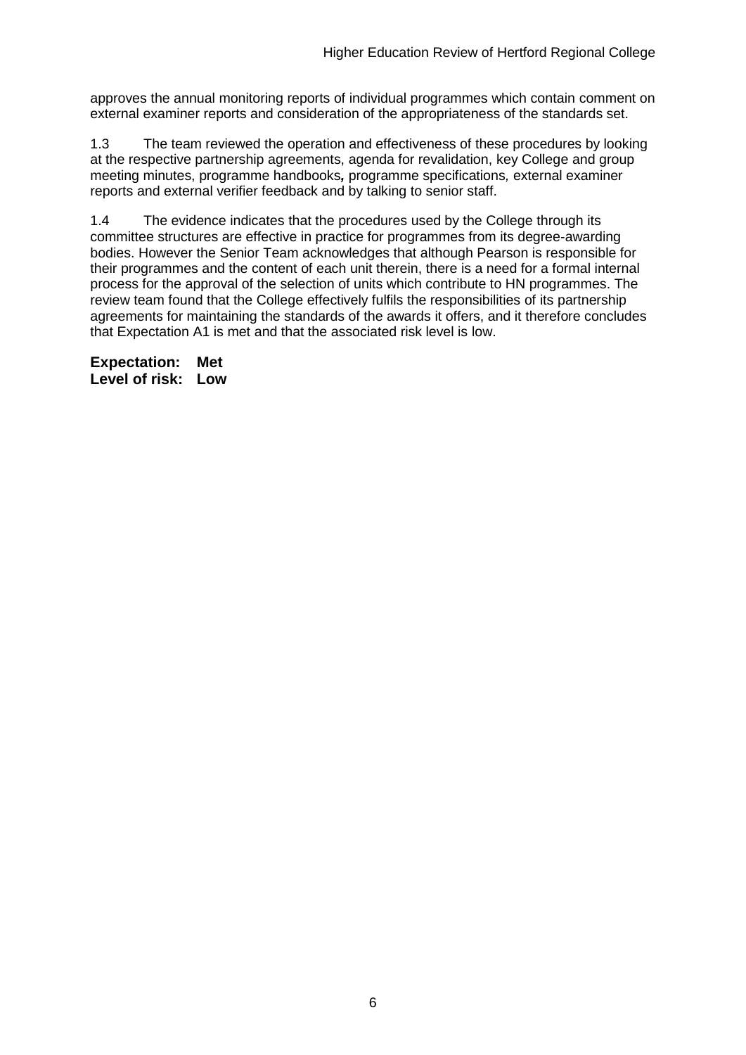approves the annual monitoring reports of individual programmes which contain comment on external examiner reports and consideration of the appropriateness of the standards set.

1.3 The team reviewed the operation and effectiveness of these procedures by looking at the respective partnership agreements, agenda for revalidation, key College and group meeting minutes, programme handbooks**,** programme specifications*,* external examiner reports and external verifier feedback and by talking to senior staff.

1.4 The evidence indicates that the procedures used by the College through its committee structures are effective in practice for programmes from its degree-awarding bodies. However the Senior Team acknowledges that although Pearson is responsible for their programmes and the content of each unit therein, there is a need for a formal internal process for the approval of the selection of units which contribute to HN programmes. The review team found that the College effectively fulfils the responsibilities of its partnership agreements for maintaining the standards of the awards it offers, and it therefore concludes that Expectation A1 is met and that the associated risk level is low.

**Expectation: Met**
**Level of risk: Low**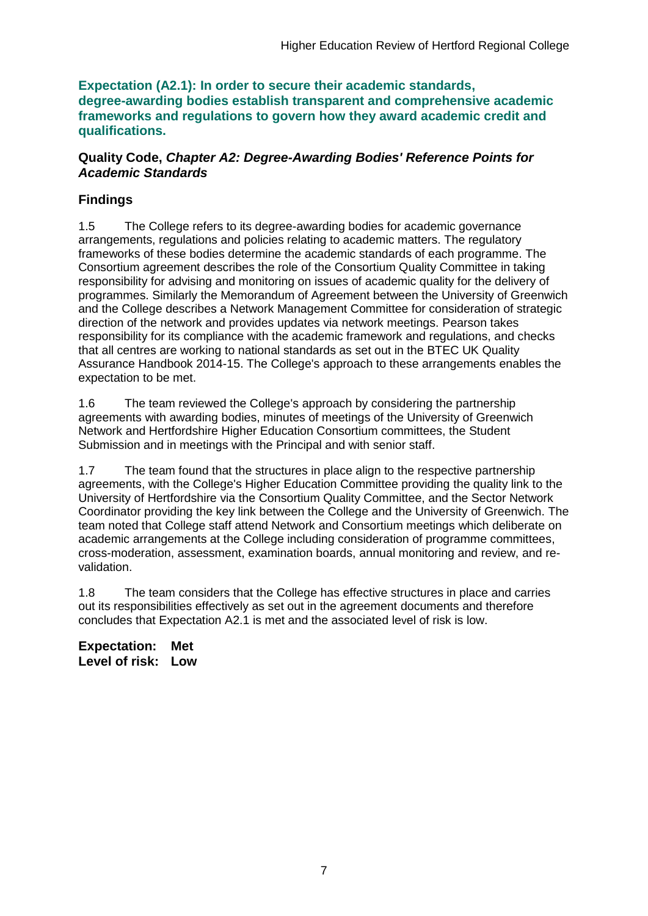**Expectation (A2.1): In order to secure their academic standards, degree-awarding bodies establish transparent and comprehensive academic frameworks and regulations to govern how they award academic credit and qualifications.**

**Quality Code, *Chapter A2: Degree-Awarding Bodies' Reference Points for Academic Standards***

## Findings

1.5 The College refers to its degree-awarding bodies for academic governance arrangements, regulations and policies relating to academic matters. The regulatory frameworks of these bodies determine the academic standards of each programme. The Consortium agreement describes the role of the Consortium Quality Committee in taking responsibility for advising and monitoring on issues of academic quality for the delivery of programmes. Similarly the Memorandum of Agreement between the University of Greenwich and the College describes a Network Management Committee for consideration of strategic direction of the network and provides updates via network meetings. Pearson takes responsibility for its compliance with the academic framework and regulations, and checks that all centres are working to national standards as set out in the BTEC UK Quality Assurance Handbook 2014-15. The College's approach to these arrangements enables the expectation to be met.

1.6 The team reviewed the College's approach by considering the partnership agreements with awarding bodies, minutes of meetings of the University of Greenwich Network and Hertfordshire Higher Education Consortium committees, the Student Submission and in meetings with the Principal and with senior staff.

1.7 The team found that the structures in place align to the respective partnership agreements, with the College's Higher Education Committee providing the quality link to the University of Hertfordshire via the Consortium Quality Committee, and the Sector Network Coordinator providing the key link between the College and the University of Greenwich. The team noted that College staff attend Network and Consortium meetings which deliberate on academic arrangements at the College including consideration of programme committees, cross-moderation, assessment, examination boards, annual monitoring and review, and re-validation.

1.8 The team considers that the College has effective structures in place and carries out its responsibilities effectively as set out in the agreement documents and therefore concludes that Expectation A2.1 is met and the associated level of risk is low.

**Expectation: Met**
**Level of risk: Low**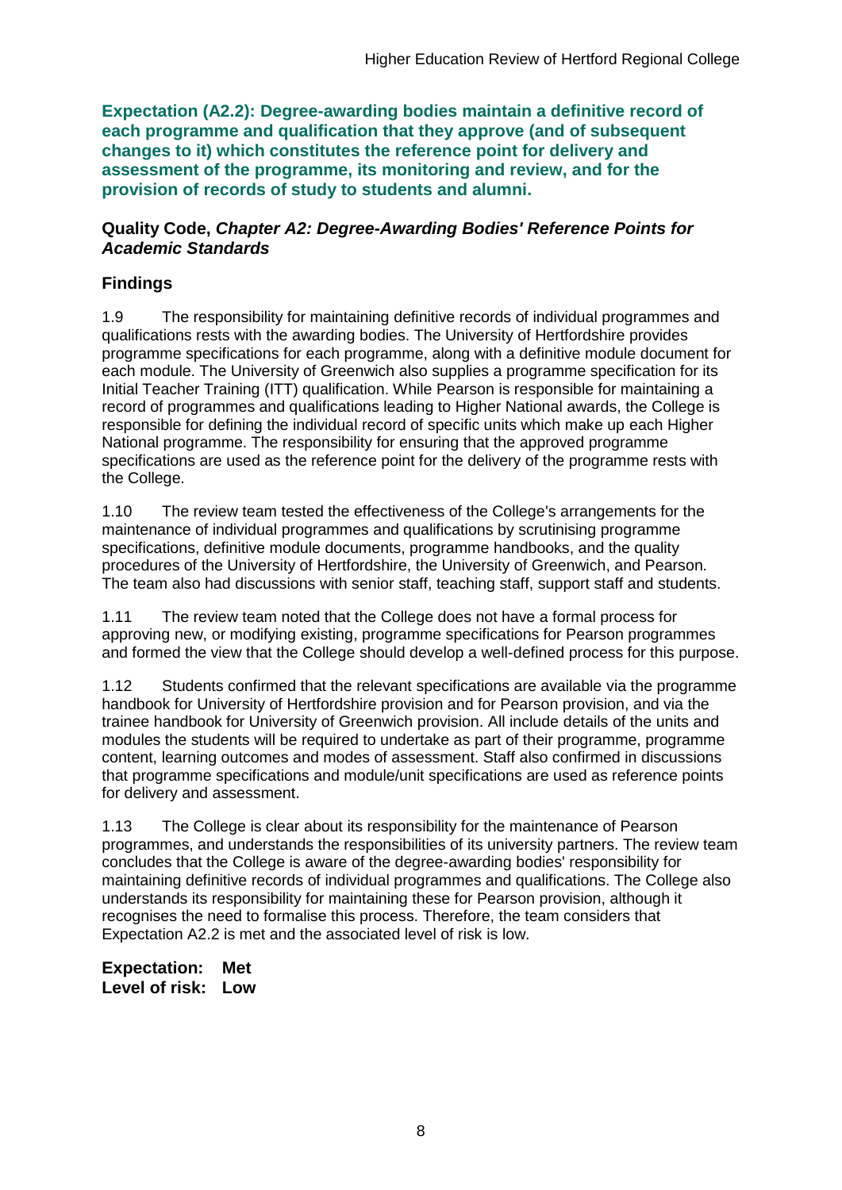**Expectation (A2.2): Degree-awarding bodies maintain a definitive record of each programme and qualification that they approve (and of subsequent changes to it) which constitutes the reference point for delivery and assessment of the programme, its monitoring and review, and for the provision of records of study to students and alumni.**

**Quality Code, *Chapter A2: Degree-Awarding Bodies' Reference Points for Academic Standards***

## Findings

1.9 The responsibility for maintaining definitive records of individual programmes and qualifications rests with the awarding bodies. The University of Hertfordshire provides programme specifications for each programme, along with a definitive module document for each module. The University of Greenwich also supplies a programme specification for its Initial Teacher Training (ITT) qualification. While Pearson is responsible for maintaining a record of programmes and qualifications leading to Higher National awards, the College is responsible for defining the individual record of specific units which make up each Higher National programme. The responsibility for ensuring that the approved programme specifications are used as the reference point for the delivery of the programme rests with the College.

1.10 The review team tested the effectiveness of the College's arrangements for the maintenance of individual programmes and qualifications by scrutinising programme specifications, definitive module documents, programme handbooks, and the quality procedures of the University of Hertfordshire, the University of Greenwich, and Pearson. The team also had discussions with senior staff, teaching staff, support staff and students.

1.11 The review team noted that the College does not have a formal process for approving new, or modifying existing, programme specifications for Pearson programmes and formed the view that the College should develop a well-defined process for this purpose.

1.12 Students confirmed that the relevant specifications are available via the programme handbook for University of Hertfordshire provision and for Pearson provision, and via the trainee handbook for University of Greenwich provision. All include details of the units and modules the students will be required to undertake as part of their programme, programme content, learning outcomes and modes of assessment. Staff also confirmed in discussions that programme specifications and module/unit specifications are used as reference points for delivery and assessment.

1.13 The College is clear about its responsibility for the maintenance of Pearson programmes, and understands the responsibilities of its university partners. The review team concludes that the College is aware of the degree-awarding bodies' responsibility for maintaining definitive records of individual programmes and qualifications. The College also understands its responsibility for maintaining these for Pearson provision, although it recognises the need to formalise this process. Therefore, the team considers that Expectation A2.2 is met and the associated level of risk is low.

**Expectation: Met**
**Level of risk: Low**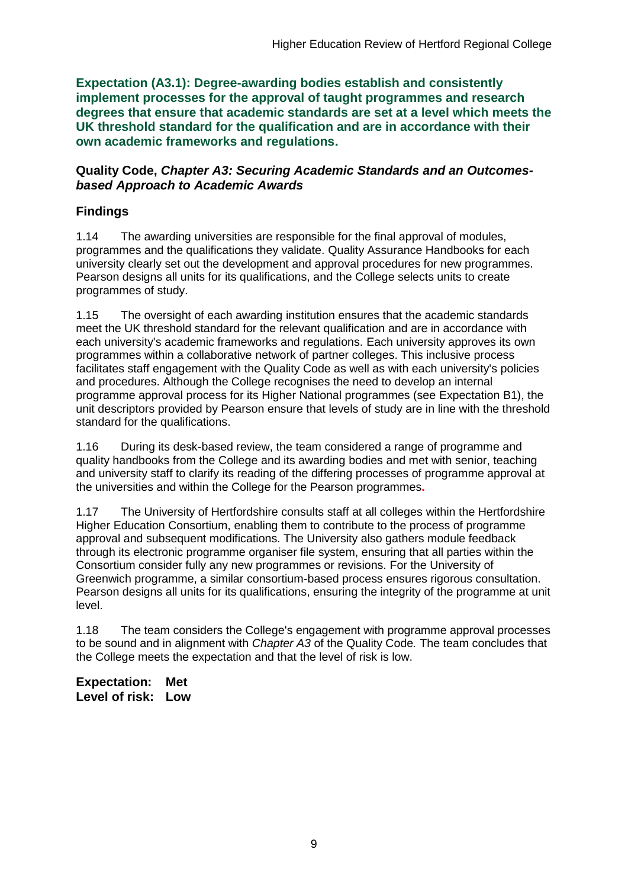**Expectation (A3.1): Degree-awarding bodies establish and consistently implement processes for the approval of taught programmes and research degrees that ensure that academic standards are set at a level which meets the UK threshold standard for the qualification and are in accordance with their own academic frameworks and regulations.**

### Quality Code, *Chapter A3: Securing Academic Standards and an Outcomes-based Approach to Academic Awards*

### Findings

1.14 The awarding universities are responsible for the final approval of modules, programmes and the qualifications they validate. Quality Assurance Handbooks for each university clearly set out the development and approval procedures for new programmes. Pearson designs all units for its qualifications, and the College selects units to create programmes of study.

1.15 The oversight of each awarding institution ensures that the academic standards meet the UK threshold standard for the relevant qualification and are in accordance with each university's academic frameworks and regulations. Each university approves its own programmes within a collaborative network of partner colleges. This inclusive process facilitates staff engagement with the Quality Code as well as with each university's policies and procedures. Although the College recognises the need to develop an internal programme approval process for its Higher National programmes (see Expectation B1), the unit descriptors provided by Pearson ensure that levels of study are in line with the threshold standard for the qualifications.

1.16 During its desk-based review, the team considered a range of programme and quality handbooks from the College and its awarding bodies and met with senior, teaching and university staff to clarify its reading of the differing processes of programme approval at the universities and within the College for the Pearson programmes.

1.17 The University of Hertfordshire consults staff at all colleges within the Hertfordshire Higher Education Consortium, enabling them to contribute to the process of programme approval and subsequent modifications. The University also gathers module feedback through its electronic programme organiser file system, ensuring that all parties within the Consortium consider fully any new programmes or revisions. For the University of Greenwich programme, a similar consortium-based process ensures rigorous consultation. Pearson designs all units for its qualifications, ensuring the integrity of the programme at unit level.

1.18 The team considers the College's engagement with programme approval processes to be sound and in alignment with *Chapter A3* of the Quality Code. The team concludes that the College meets the expectation and that the level of risk is low.

**Expectation: Met**
**Level of risk: Low**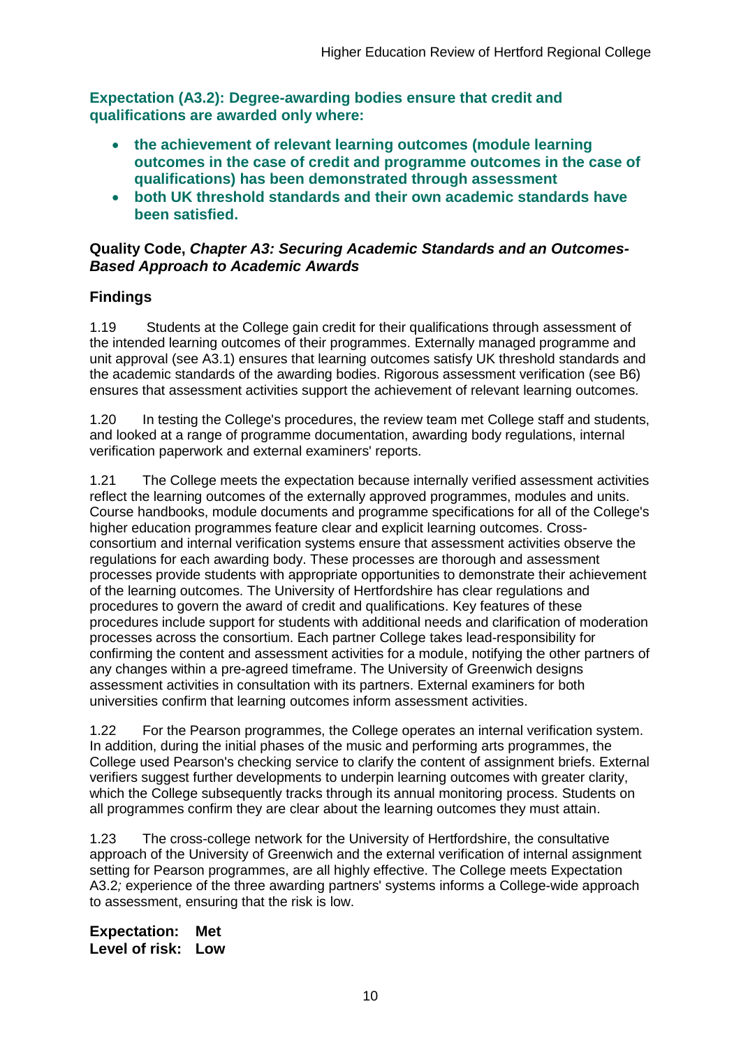**Expectation (A3.2): Degree-awarding bodies ensure that credit and qualifications are awarded only where:**

- **the achievement of relevant learning outcomes (module learning outcomes in the case of credit and programme outcomes in the case of qualifications) has been demonstrated through assessment**
- **both UK threshold standards and their own academic standards have been satisfied.**

**Quality Code, *Chapter A3: Securing Academic Standards and an Outcomes-Based Approach to Academic Awards***

## Findings

1.19 Students at the College gain credit for their qualifications through assessment of the intended learning outcomes of their programmes. Externally managed programme and unit approval (see A3.1) ensures that learning outcomes satisfy UK threshold standards and the academic standards of the awarding bodies. Rigorous assessment verification (see B6) ensures that assessment activities support the achievement of relevant learning outcomes.

1.20 In testing the College's procedures, the review team met College staff and students, and looked at a range of programme documentation, awarding body regulations, internal verification paperwork and external examiners' reports.

1.21 The College meets the expectation because internally verified assessment activities reflect the learning outcomes of the externally approved programmes, modules and units. Course handbooks, module documents and programme specifications for all of the College's higher education programmes feature clear and explicit learning outcomes. Cross-consortium and internal verification systems ensure that assessment activities observe the regulations for each awarding body. These processes are thorough and assessment processes provide students with appropriate opportunities to demonstrate their achievement of the learning outcomes. The University of Hertfordshire has clear regulations and procedures to govern the award of credit and qualifications. Key features of these procedures include support for students with additional needs and clarification of moderation processes across the consortium. Each partner College takes lead-responsibility for confirming the content and assessment activities for a module, notifying the other partners of any changes within a pre-agreed timeframe. The University of Greenwich designs assessment activities in consultation with its partners. External examiners for both universities confirm that learning outcomes inform assessment activities.

1.22 For the Pearson programmes, the College operates an internal verification system. In addition, during the initial phases of the music and performing arts programmes, the College used Pearson's checking service to clarify the content of assignment briefs. External verifiers suggest further developments to underpin learning outcomes with greater clarity, which the College subsequently tracks through its annual monitoring process. Students on all programmes confirm they are clear about the learning outcomes they must attain.

1.23 The cross-college network for the University of Hertfordshire, the consultative approach of the University of Greenwich and the external verification of internal assignment setting for Pearson programmes, are all highly effective. The College meets Expectation A3.2*;* experience of the three awarding partners' systems informs a College-wide approach to assessment, ensuring that the risk is low.

**Expectation: Met**
**Level of risk: Low**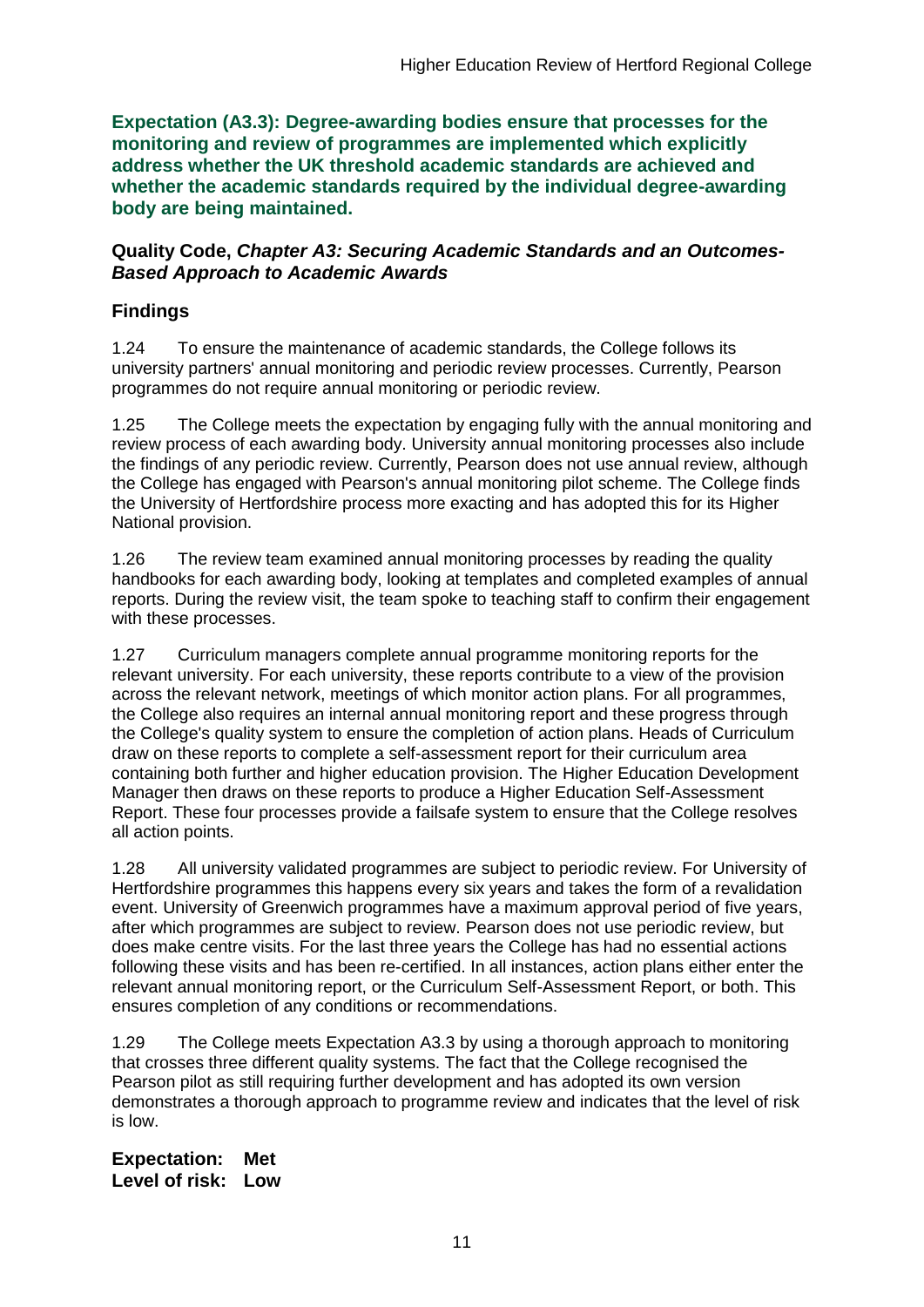**Expectation (A3.3): Degree-awarding bodies ensure that processes for the monitoring and review of programmes are implemented which explicitly address whether the UK threshold academic standards are achieved and whether the academic standards required by the individual degree-awarding body are being maintained.**

**Quality Code, *Chapter A3: Securing Academic Standards and an Outcomes-Based Approach to Academic Awards***

## Findings

1.24 To ensure the maintenance of academic standards, the College follows its university partners' annual monitoring and periodic review processes. Currently, Pearson programmes do not require annual monitoring or periodic review.

1.25 The College meets the expectation by engaging fully with the annual monitoring and review process of each awarding body. University annual monitoring processes also include the findings of any periodic review. Currently, Pearson does not use annual review, although the College has engaged with Pearson's annual monitoring pilot scheme. The College finds the University of Hertfordshire process more exacting and has adopted this for its Higher National provision.

1.26 The review team examined annual monitoring processes by reading the quality handbooks for each awarding body, looking at templates and completed examples of annual reports. During the review visit, the team spoke to teaching staff to confirm their engagement with these processes.

1.27 Curriculum managers complete annual programme monitoring reports for the relevant university. For each university, these reports contribute to a view of the provision across the relevant network, meetings of which monitor action plans. For all programmes, the College also requires an internal annual monitoring report and these progress through the College's quality system to ensure the completion of action plans. Heads of Curriculum draw on these reports to complete a self-assessment report for their curriculum area containing both further and higher education provision. The Higher Education Development Manager then draws on these reports to produce a Higher Education Self-Assessment Report. These four processes provide a failsafe system to ensure that the College resolves all action points.

1.28 All university validated programmes are subject to periodic review. For University of Hertfordshire programmes this happens every six years and takes the form of a revalidation event. University of Greenwich programmes have a maximum approval period of five years, after which programmes are subject to review. Pearson does not use periodic review, but does make centre visits. For the last three years the College has had no essential actions following these visits and has been re-certified. In all instances, action plans either enter the relevant annual monitoring report, or the Curriculum Self-Assessment Report, or both. This ensures completion of any conditions or recommendations.

1.29 The College meets Expectation A3.3 by using a thorough approach to monitoring that crosses three different quality systems. The fact that the College recognised the Pearson pilot as still requiring further development and has adopted its own version demonstrates a thorough approach to programme review and indicates that the level of risk is low.

**Expectation: Met**
**Level of risk: Low**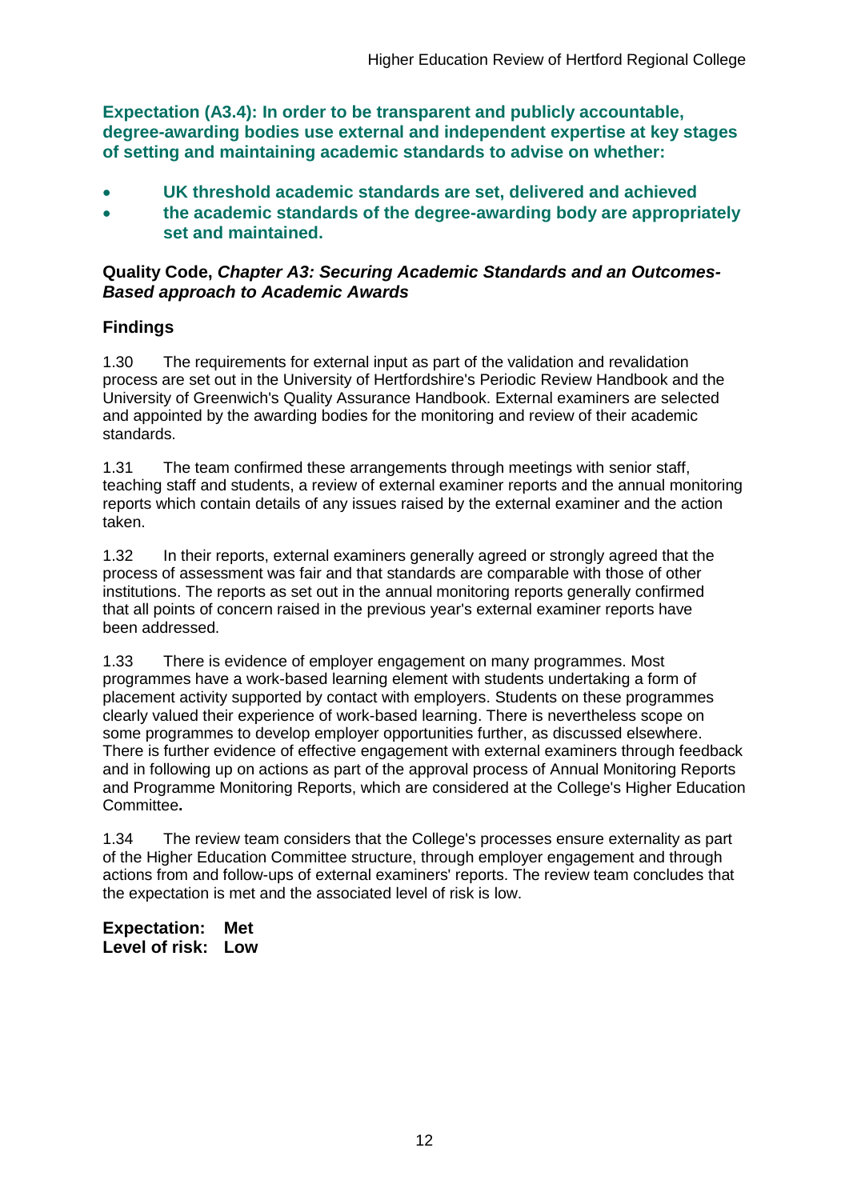**Expectation (A3.4): In order to be transparent and publicly accountable, degree-awarding bodies use external and independent expertise at key stages of setting and maintaining academic standards to advise on whether:**

- **UK threshold academic standards are set, delivered and achieved**
- **the academic standards of the degree-awarding body are appropriately set and maintained.**

**Quality Code, *Chapter A3: Securing Academic Standards and an Outcomes-Based approach to Academic Awards***

### Findings

1.30 The requirements for external input as part of the validation and revalidation process are set out in the University of Hertfordshire's Periodic Review Handbook and the University of Greenwich's Quality Assurance Handbook. External examiners are selected and appointed by the awarding bodies for the monitoring and review of their academic standards.

1.31 The team confirmed these arrangements through meetings with senior staff, teaching staff and students, a review of external examiner reports and the annual monitoring reports which contain details of any issues raised by the external examiner and the action taken.

1.32 In their reports, external examiners generally agreed or strongly agreed that the process of assessment was fair and that standards are comparable with those of other institutions. The reports as set out in the annual monitoring reports generally confirmed that all points of concern raised in the previous year's external examiner reports have been addressed.

1.33 There is evidence of employer engagement on many programmes. Most programmes have a work-based learning element with students undertaking a form of placement activity supported by contact with employers. Students on these programmes clearly valued their experience of work-based learning. There is nevertheless scope on some programmes to develop employer opportunities further, as discussed elsewhere. There is further evidence of effective engagement with external examiners through feedback and in following up on actions as part of the approval process of Annual Monitoring Reports and Programme Monitoring Reports, which are considered at the College's Higher Education Committee**.**

1.34 The review team considers that the College's processes ensure externality as part of the Higher Education Committee structure, through employer engagement and through actions from and follow-ups of external examiners' reports. The review team concludes that the expectation is met and the associated level of risk is low.

**Expectation: Met**
**Level of risk: Low**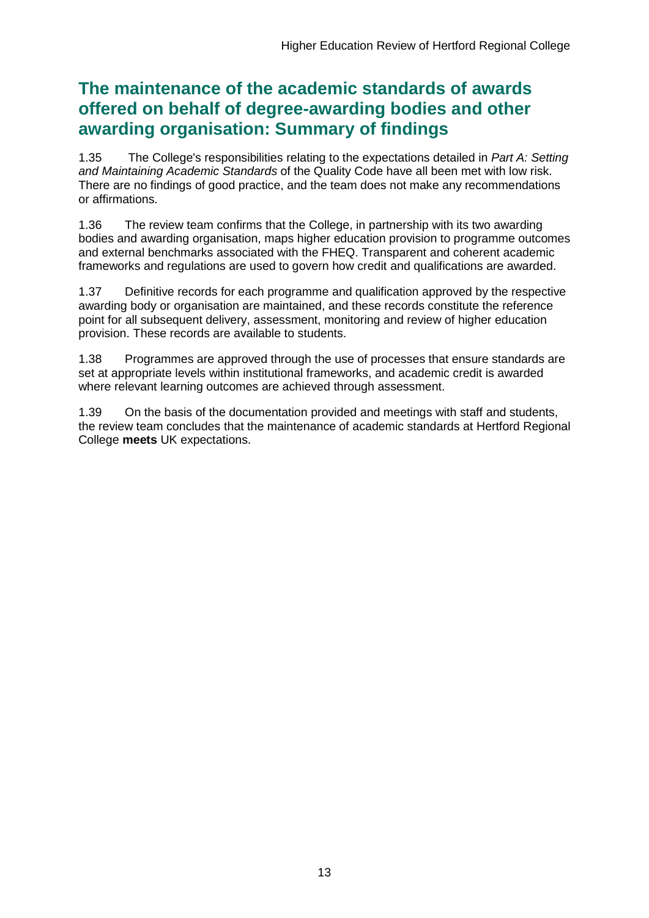## The maintenance of the academic standards of awards offered on behalf of degree-awarding bodies and other awarding organisation: Summary of findings

1.35 The College's responsibilities relating to the expectations detailed in *Part A: Setting and Maintaining Academic Standards* of the Quality Code have all been met with low risk. There are no findings of good practice, and the team does not make any recommendations or affirmations.

1.36 The review team confirms that the College, in partnership with its two awarding bodies and awarding organisation, maps higher education provision to programme outcomes and external benchmarks associated with the FHEQ. Transparent and coherent academic frameworks and regulations are used to govern how credit and qualifications are awarded.

1.37 Definitive records for each programme and qualification approved by the respective awarding body or organisation are maintained, and these records constitute the reference point for all subsequent delivery, assessment, monitoring and review of higher education provision. These records are available to students.

1.38 Programmes are approved through the use of processes that ensure standards are set at appropriate levels within institutional frameworks, and academic credit is awarded where relevant learning outcomes are achieved through assessment.

1.39 On the basis of the documentation provided and meetings with staff and students, the review team concludes that the maintenance of academic standards at Hertford Regional College **meets** UK expectations.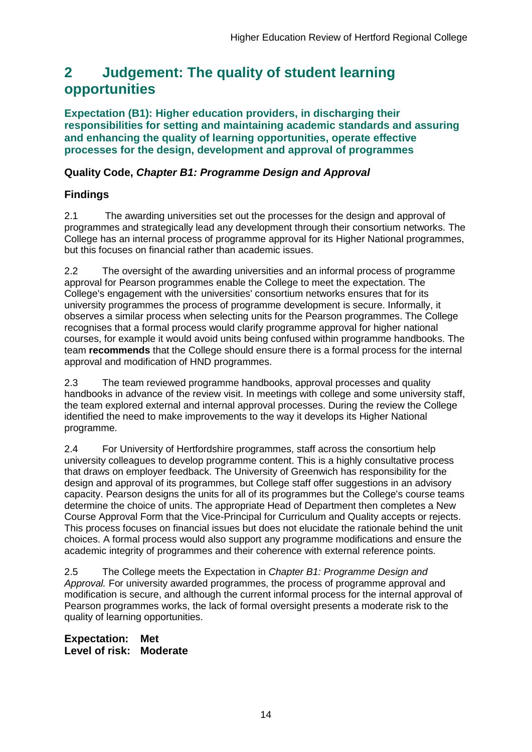## 2 Judgement: The quality of student learning opportunities

### Expectation (B1): Higher education providers, in discharging their responsibilities for setting and maintaining academic standards and assuring and enhancing the quality of learning opportunities, operate effective processes for the design, development and approval of programmes

#### Quality Code, *Chapter B1: Programme Design and Approval*

#### Findings

2.1 The awarding universities set out the processes for the design and approval of programmes and strategically lead any development through their consortium networks. The College has an internal process of programme approval for its Higher National programmes, but this focuses on financial rather than academic issues.

2.2 The oversight of the awarding universities and an informal process of programme approval for Pearson programmes enable the College to meet the expectation. The College's engagement with the universities' consortium networks ensures that for its university programmes the process of programme development is secure. Informally, it observes a similar process when selecting units for the Pearson programmes. The College recognises that a formal process would clarify programme approval for higher national courses, for example it would avoid units being confused within programme handbooks. The team **recommends** that the College should ensure there is a formal process for the internal approval and modification of HND programmes.

2.3 The team reviewed programme handbooks, approval processes and quality handbooks in advance of the review visit. In meetings with college and some university staff, the team explored external and internal approval processes. During the review the College identified the need to make improvements to the way it develops its Higher National programme.

2.4 For University of Hertfordshire programmes, staff across the consortium help university colleagues to develop programme content. This is a highly consultative process that draws on employer feedback. The University of Greenwich has responsibility for the design and approval of its programmes, but College staff offer suggestions in an advisory capacity. Pearson designs the units for all of its programmes but the College's course teams determine the choice of units. The appropriate Head of Department then completes a New Course Approval Form that the Vice-Principal for Curriculum and Quality accepts or rejects. This process focuses on financial issues but does not elucidate the rationale behind the unit choices. A formal process would also support any programme modifications and ensure the academic integrity of programmes and their coherence with external reference points.

2.5 The College meets the Expectation in *Chapter B1: Programme Design and Approval.* For university awarded programmes, the process of programme approval and modification is secure, and although the current informal process for the internal approval of Pearson programmes works, the lack of formal oversight presents a moderate risk to the quality of learning opportunities.

**Expectation: Met**
**Level of risk: Moderate**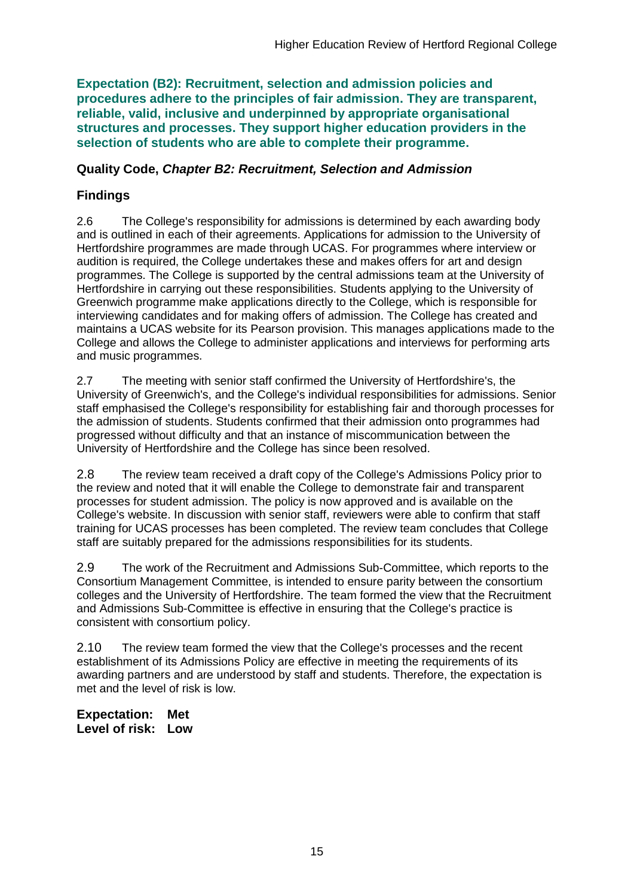**Expectation (B2): Recruitment, selection and admission policies and procedures adhere to the principles of fair admission. They are transparent, reliable, valid, inclusive and underpinned by appropriate organisational structures and processes. They support higher education providers in the selection of students who are able to complete their programme.**

### Quality Code, *Chapter B2: Recruitment, Selection and Admission*

### Findings

2.6 The College's responsibility for admissions is determined by each awarding body and is outlined in each of their agreements. Applications for admission to the University of Hertfordshire programmes are made through UCAS. For programmes where interview or audition is required, the College undertakes these and makes offers for art and design programmes. The College is supported by the central admissions team at the University of Hertfordshire in carrying out these responsibilities. Students applying to the University of Greenwich programme make applications directly to the College, which is responsible for interviewing candidates and for making offers of admission. The College has created and maintains a UCAS website for its Pearson provision. This manages applications made to the College and allows the College to administer applications and interviews for performing arts and music programmes.

2.7 The meeting with senior staff confirmed the University of Hertfordshire's, the University of Greenwich's, and the College's individual responsibilities for admissions. Senior staff emphasised the College's responsibility for establishing fair and thorough processes for the admission of students. Students confirmed that their admission onto programmes had progressed without difficulty and that an instance of miscommunication between the University of Hertfordshire and the College has since been resolved.

2.8 The review team received a draft copy of the College's Admissions Policy prior to the review and noted that it will enable the College to demonstrate fair and transparent processes for student admission. The policy is now approved and is available on the College's website. In discussion with senior staff, reviewers were able to confirm that staff training for UCAS processes has been completed. The review team concludes that College staff are suitably prepared for the admissions responsibilities for its students.

2.9 The work of the Recruitment and Admissions Sub-Committee, which reports to the Consortium Management Committee, is intended to ensure parity between the consortium colleges and the University of Hertfordshire. The team formed the view that the Recruitment and Admissions Sub-Committee is effective in ensuring that the College's practice is consistent with consortium policy.

2.10 The review team formed the view that the College's processes and the recent establishment of its Admissions Policy are effective in meeting the requirements of its awarding partners and are understood by staff and students. Therefore, the expectation is met and the level of risk is low.

**Expectation: Met**
**Level of risk: Low**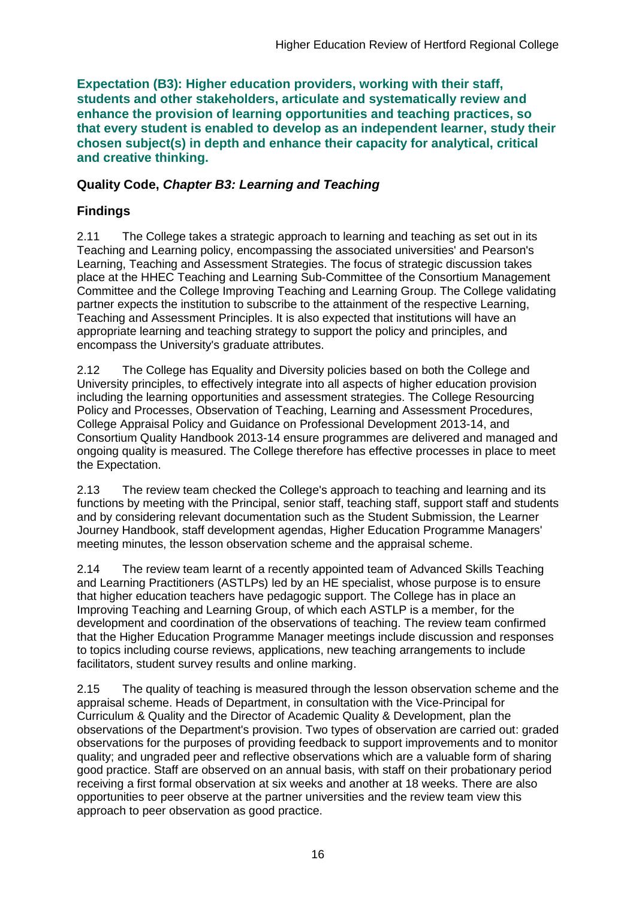**Expectation (B3): Higher education providers, working with their staff, students and other stakeholders, articulate and systematically review and enhance the provision of learning opportunities and teaching practices, so that every student is enabled to develop as an independent learner, study their chosen subject(s) in depth and enhance their capacity for analytical, critical and creative thinking.**

### Quality Code, *Chapter B3: Learning and Teaching*

### Findings

2.11 The College takes a strategic approach to learning and teaching as set out in its Teaching and Learning policy, encompassing the associated universities' and Pearson's Learning, Teaching and Assessment Strategies. The focus of strategic discussion takes place at the HHEC Teaching and Learning Sub-Committee of the Consortium Management Committee and the College Improving Teaching and Learning Group. The College validating partner expects the institution to subscribe to the attainment of the respective Learning, Teaching and Assessment Principles. It is also expected that institutions will have an appropriate learning and teaching strategy to support the policy and principles, and encompass the University's graduate attributes.

2.12 The College has Equality and Diversity policies based on both the College and University principles, to effectively integrate into all aspects of higher education provision including the learning opportunities and assessment strategies. The College Resourcing Policy and Processes, Observation of Teaching, Learning and Assessment Procedures, College Appraisal Policy and Guidance on Professional Development 2013-14, and Consortium Quality Handbook 2013-14 ensure programmes are delivered and managed and ongoing quality is measured. The College therefore has effective processes in place to meet the Expectation.

2.13 The review team checked the College's approach to teaching and learning and its functions by meeting with the Principal, senior staff, teaching staff, support staff and students and by considering relevant documentation such as the Student Submission, the Learner Journey Handbook, staff development agendas, Higher Education Programme Managers' meeting minutes, the lesson observation scheme and the appraisal scheme.

2.14 The review team learnt of a recently appointed team of Advanced Skills Teaching and Learning Practitioners (ASTLPs) led by an HE specialist, whose purpose is to ensure that higher education teachers have pedagogic support. The College has in place an Improving Teaching and Learning Group, of which each ASTLP is a member, for the development and coordination of the observations of teaching. The review team confirmed that the Higher Education Programme Manager meetings include discussion and responses to topics including course reviews, applications, new teaching arrangements to include facilitators, student survey results and online marking.

2.15 The quality of teaching is measured through the lesson observation scheme and the appraisal scheme. Heads of Department, in consultation with the Vice-Principal for Curriculum & Quality and the Director of Academic Quality & Development, plan the observations of the Department's provision. Two types of observation are carried out: graded observations for the purposes of providing feedback to support improvements and to monitor quality; and ungraded peer and reflective observations which are a valuable form of sharing good practice. Staff are observed on an annual basis, with staff on their probationary period receiving a first formal observation at six weeks and another at 18 weeks. There are also opportunities to peer observe at the partner universities and the review team view this approach to peer observation as good practice.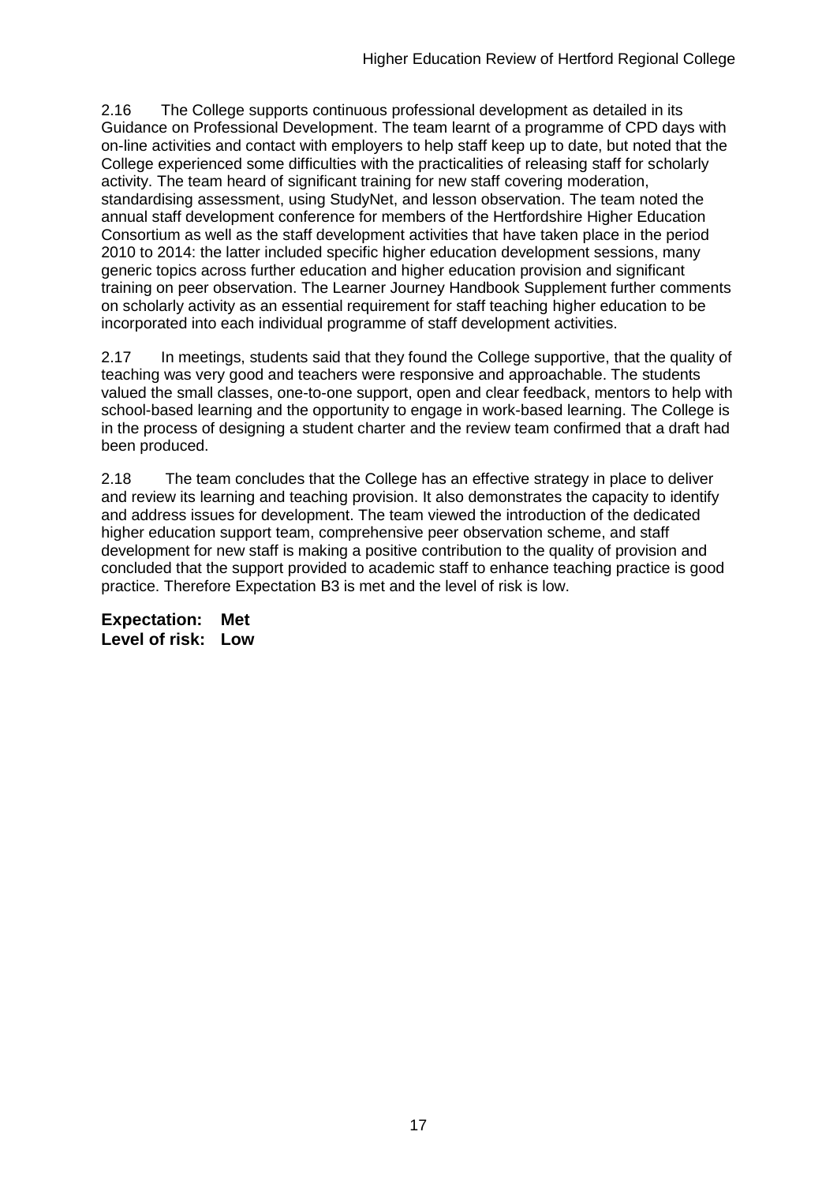2.16 The College supports continuous professional development as detailed in its Guidance on Professional Development. The team learnt of a programme of CPD days with on-line activities and contact with employers to help staff keep up to date, but noted that the College experienced some difficulties with the practicalities of releasing staff for scholarly activity. The team heard of significant training for new staff covering moderation, standardising assessment, using StudyNet, and lesson observation. The team noted the annual staff development conference for members of the Hertfordshire Higher Education Consortium as well as the staff development activities that have taken place in the period 2010 to 2014: the latter included specific higher education development sessions, many generic topics across further education and higher education provision and significant training on peer observation. The Learner Journey Handbook Supplement further comments on scholarly activity as an essential requirement for staff teaching higher education to be incorporated into each individual programme of staff development activities.

2.17 In meetings, students said that they found the College supportive, that the quality of teaching was very good and teachers were responsive and approachable. The students valued the small classes, one-to-one support, open and clear feedback, mentors to help with school-based learning and the opportunity to engage in work-based learning. The College is in the process of designing a student charter and the review team confirmed that a draft had been produced.

2.18 The team concludes that the College has an effective strategy in place to deliver and review its learning and teaching provision. It also demonstrates the capacity to identify and address issues for development. The team viewed the introduction of the dedicated higher education support team, comprehensive peer observation scheme, and staff development for new staff is making a positive contribution to the quality of provision and concluded that the support provided to academic staff to enhance teaching practice is good practice. Therefore Expectation B3 is met and the level of risk is low.

**Expectation: Met**
**Level of risk: Low**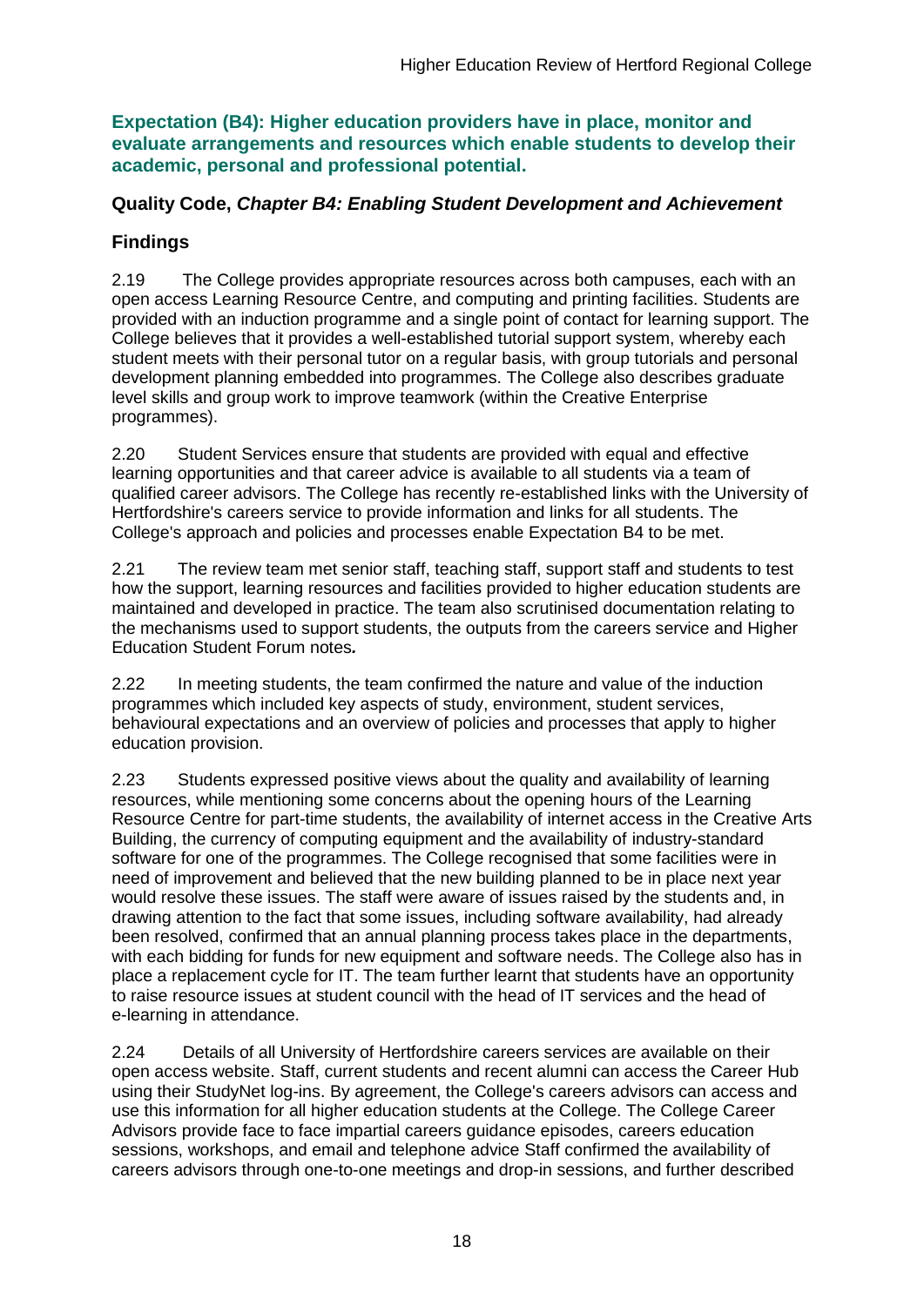**Expectation (B4): Higher education providers have in place, monitor and evaluate arrangements and resources which enable students to develop their academic, personal and professional potential.**

### Quality Code, *Chapter B4: Enabling Student Development and Achievement*

### Findings

2.19 The College provides appropriate resources across both campuses, each with an open access Learning Resource Centre, and computing and printing facilities. Students are provided with an induction programme and a single point of contact for learning support. The College believes that it provides a well-established tutorial support system, whereby each student meets with their personal tutor on a regular basis, with group tutorials and personal development planning embedded into programmes. The College also describes graduate level skills and group work to improve teamwork (within the Creative Enterprise programmes).

2.20 Student Services ensure that students are provided with equal and effective learning opportunities and that career advice is available to all students via a team of qualified career advisors. The College has recently re-established links with the University of Hertfordshire's careers service to provide information and links for all students. The College's approach and policies and processes enable Expectation B4 to be met.

2.21 The review team met senior staff, teaching staff, support staff and students to test how the support, learning resources and facilities provided to higher education students are maintained and developed in practice. The team also scrutinised documentation relating to the mechanisms used to support students, the outputs from the careers service and Higher Education Student Forum notes*.*

2.22 In meeting students, the team confirmed the nature and value of the induction programmes which included key aspects of study, environment, student services, behavioural expectations and an overview of policies and processes that apply to higher education provision.

2.23 Students expressed positive views about the quality and availability of learning resources, while mentioning some concerns about the opening hours of the Learning Resource Centre for part-time students, the availability of internet access in the Creative Arts Building, the currency of computing equipment and the availability of industry-standard software for one of the programmes. The College recognised that some facilities were in need of improvement and believed that the new building planned to be in place next year would resolve these issues. The staff were aware of issues raised by the students and, in drawing attention to the fact that some issues, including software availability, had already been resolved, confirmed that an annual planning process takes place in the departments, with each bidding for funds for new equipment and software needs. The College also has in place a replacement cycle for IT. The team further learnt that students have an opportunity to raise resource issues at student council with the head of IT services and the head of e-learning in attendance.

2.24 Details of all University of Hertfordshire careers services are available on their open access website. Staff, current students and recent alumni can access the Career Hub using their StudyNet log-ins. By agreement, the College's careers advisors can access and use this information for all higher education students at the College. The College Career Advisors provide face to face impartial careers guidance episodes, careers education sessions, workshops, and email and telephone advice Staff confirmed the availability of careers advisors through one-to-one meetings and drop-in sessions, and further described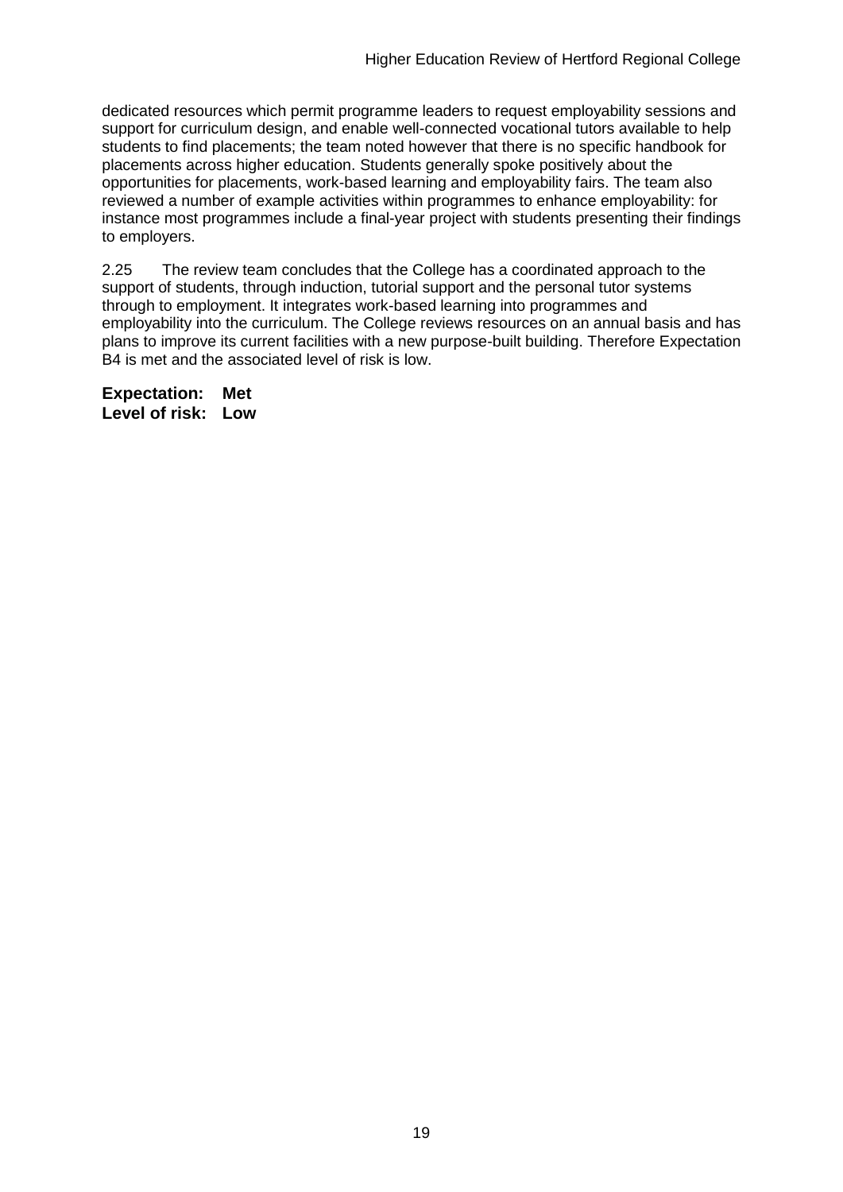dedicated resources which permit programme leaders to request employability sessions and support for curriculum design, and enable well-connected vocational tutors available to help students to find placements; the team noted however that there is no specific handbook for placements across higher education. Students generally spoke positively about the opportunities for placements, work-based learning and employability fairs. The team also reviewed a number of example activities within programmes to enhance employability: for instance most programmes include a final-year project with students presenting their findings to employers.

2.25 The review team concludes that the College has a coordinated approach to the support of students, through induction, tutorial support and the personal tutor systems through to employment. It integrates work-based learning into programmes and employability into the curriculum. The College reviews resources on an annual basis and has plans to improve its current facilities with a new purpose-built building. Therefore Expectation B4 is met and the associated level of risk is low.

**Expectation: Met**
**Level of risk: Low**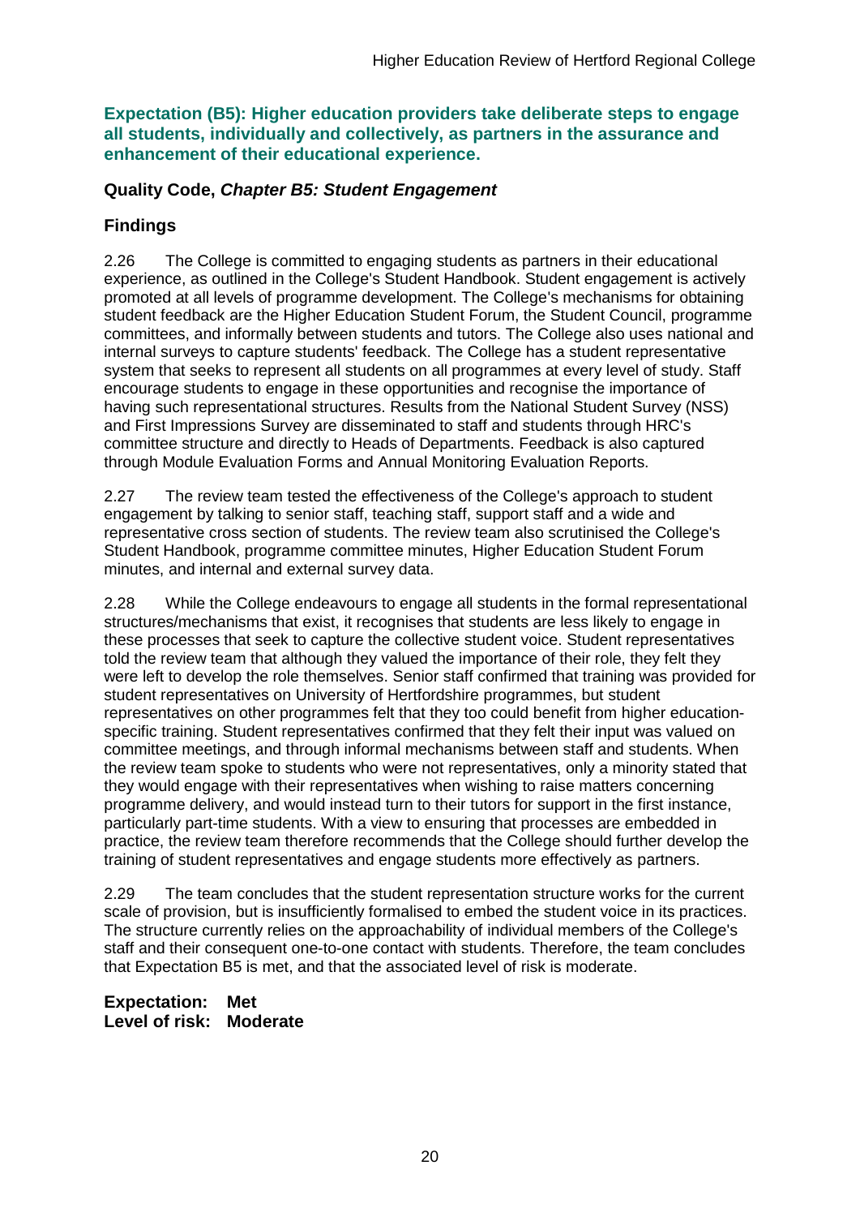## Expectation (B5): Higher education providers take deliberate steps to engage all students, individually and collectively, as partners in the assurance and enhancement of their educational experience.

### Quality Code, *Chapter B5: Student Engagement*

### Findings

2.26 The College is committed to engaging students as partners in their educational experience, as outlined in the College's Student Handbook. Student engagement is actively promoted at all levels of programme development. The College's mechanisms for obtaining student feedback are the Higher Education Student Forum, the Student Council, programme committees, and informally between students and tutors. The College also uses national and internal surveys to capture students' feedback. The College has a student representative system that seeks to represent all students on all programmes at every level of study. Staff encourage students to engage in these opportunities and recognise the importance of having such representational structures. Results from the National Student Survey (NSS) and First Impressions Survey are disseminated to staff and students through HRC's committee structure and directly to Heads of Departments. Feedback is also captured through Module Evaluation Forms and Annual Monitoring Evaluation Reports.

2.27 The review team tested the effectiveness of the College's approach to student engagement by talking to senior staff, teaching staff, support staff and a wide and representative cross section of students. The review team also scrutinised the College's Student Handbook, programme committee minutes, Higher Education Student Forum minutes, and internal and external survey data.

2.28 While the College endeavours to engage all students in the formal representational structures/mechanisms that exist, it recognises that students are less likely to engage in these processes that seek to capture the collective student voice. Student representatives told the review team that although they valued the importance of their role, they felt they were left to develop the role themselves. Senior staff confirmed that training was provided for student representatives on University of Hertfordshire programmes, but student representatives on other programmes felt that they too could benefit from higher education-specific training. Student representatives confirmed that they felt their input was valued on committee meetings, and through informal mechanisms between staff and students. When the review team spoke to students who were not representatives, only a minority stated that they would engage with their representatives when wishing to raise matters concerning programme delivery, and would instead turn to their tutors for support in the first instance, particularly part-time students. With a view to ensuring that processes are embedded in practice, the review team therefore recommends that the College should further develop the training of student representatives and engage students more effectively as partners.

2.29 The team concludes that the student representation structure works for the current scale of provision, but is insufficiently formalised to embed the student voice in its practices. The structure currently relies on the approachability of individual members of the College's staff and their consequent one-to-one contact with students. Therefore, the team concludes that Expectation B5 is met, and that the associated level of risk is moderate.

**Expectation: Met**
**Level of risk: Moderate**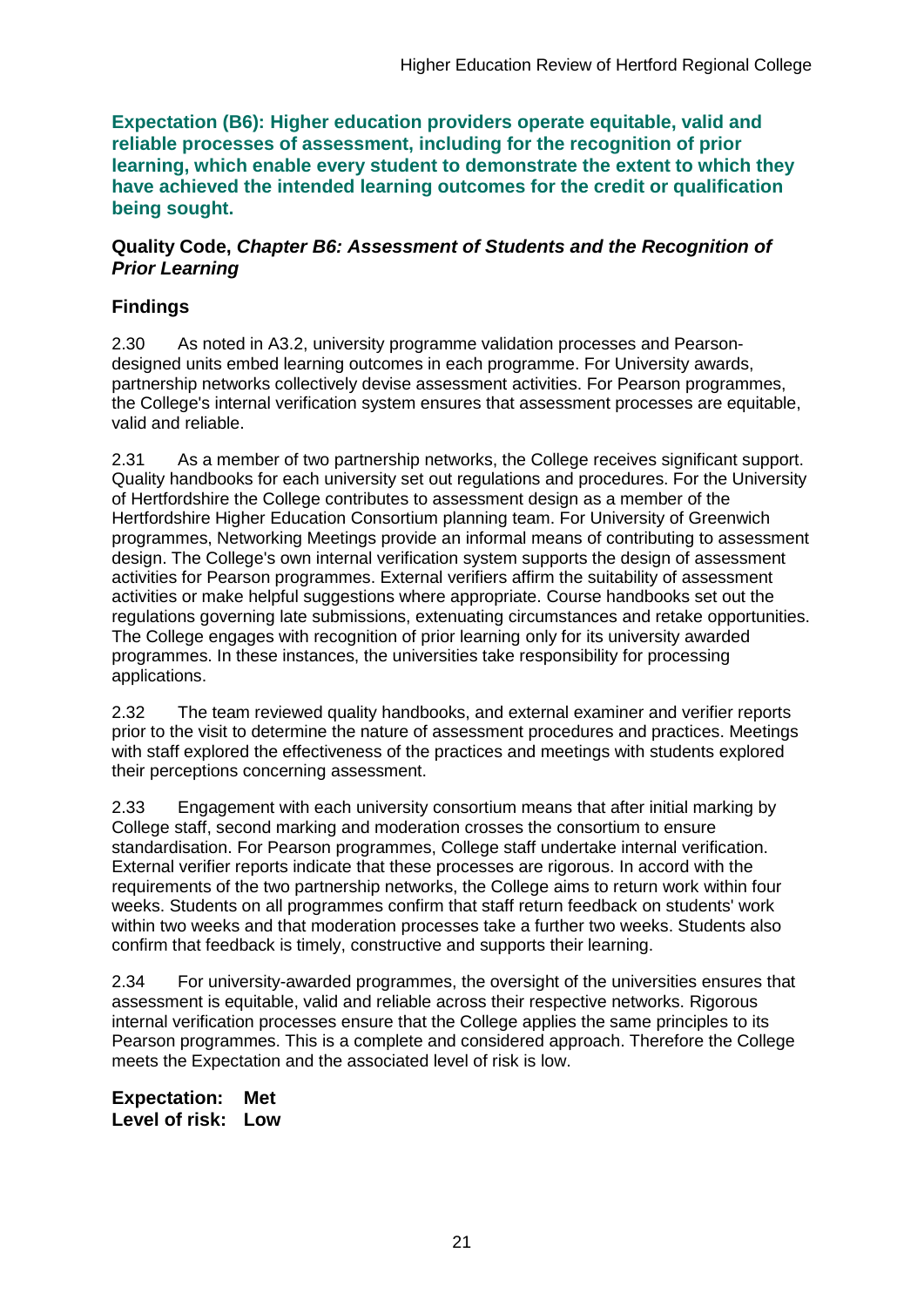**Expectation (B6): Higher education providers operate equitable, valid and reliable processes of assessment, including for the recognition of prior learning, which enable every student to demonstrate the extent to which they have achieved the intended learning outcomes for the credit or qualification being sought.**

**Quality Code, *Chapter B6: Assessment of Students and the Recognition of Prior Learning***

## Findings

2.30 As noted in A3.2, university programme validation processes and Pearson-designed units embed learning outcomes in each programme. For University awards, partnership networks collectively devise assessment activities. For Pearson programmes, the College's internal verification system ensures that assessment processes are equitable, valid and reliable.

2.31 As a member of two partnership networks, the College receives significant support. Quality handbooks for each university set out regulations and procedures. For the University of Hertfordshire the College contributes to assessment design as a member of the Hertfordshire Higher Education Consortium planning team. For University of Greenwich programmes, Networking Meetings provide an informal means of contributing to assessment design. The College's own internal verification system supports the design of assessment activities for Pearson programmes. External verifiers affirm the suitability of assessment activities or make helpful suggestions where appropriate. Course handbooks set out the regulations governing late submissions, extenuating circumstances and retake opportunities. The College engages with recognition of prior learning only for its university awarded programmes. In these instances, the universities take responsibility for processing applications.

2.32 The team reviewed quality handbooks, and external examiner and verifier reports prior to the visit to determine the nature of assessment procedures and practices. Meetings with staff explored the effectiveness of the practices and meetings with students explored their perceptions concerning assessment.

2.33 Engagement with each university consortium means that after initial marking by College staff, second marking and moderation crosses the consortium to ensure standardisation. For Pearson programmes, College staff undertake internal verification. External verifier reports indicate that these processes are rigorous. In accord with the requirements of the two partnership networks, the College aims to return work within four weeks. Students on all programmes confirm that staff return feedback on students' work within two weeks and that moderation processes take a further two weeks. Students also confirm that feedback is timely, constructive and supports their learning.

2.34 For university-awarded programmes, the oversight of the universities ensures that assessment is equitable, valid and reliable across their respective networks. Rigorous internal verification processes ensure that the College applies the same principles to its Pearson programmes. This is a complete and considered approach. Therefore the College meets the Expectation and the associated level of risk is low.

**Expectation: Met**
**Level of risk: Low**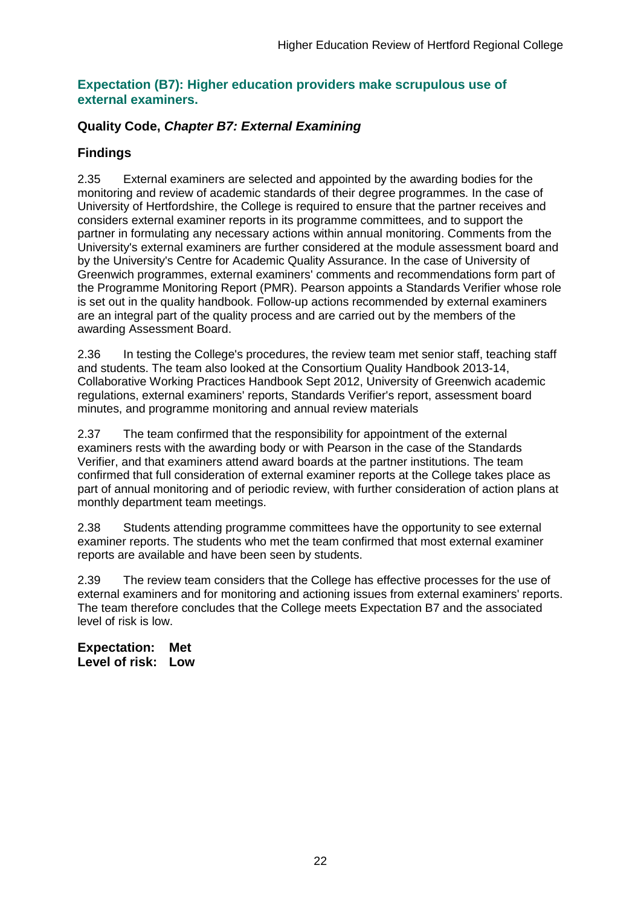## Expectation (B7): Higher education providers make scrupulous use of external examiners.

### Quality Code, *Chapter B7: External Examining*

### Findings

2.35 External examiners are selected and appointed by the awarding bodies for the monitoring and review of academic standards of their degree programmes. In the case of University of Hertfordshire, the College is required to ensure that the partner receives and considers external examiner reports in its programme committees, and to support the partner in formulating any necessary actions within annual monitoring. Comments from the University's external examiners are further considered at the module assessment board and by the University's Centre for Academic Quality Assurance. In the case of University of Greenwich programmes, external examiners' comments and recommendations form part of the Programme Monitoring Report (PMR). Pearson appoints a Standards Verifier whose role is set out in the quality handbook. Follow-up actions recommended by external examiners are an integral part of the quality process and are carried out by the members of the awarding Assessment Board.

2.36 In testing the College's procedures, the review team met senior staff, teaching staff and students. The team also looked at the Consortium Quality Handbook 2013-14, Collaborative Working Practices Handbook Sept 2012, University of Greenwich academic regulations, external examiners' reports, Standards Verifier's report, assessment board minutes, and programme monitoring and annual review materials

2.37 The team confirmed that the responsibility for appointment of the external examiners rests with the awarding body or with Pearson in the case of the Standards Verifier, and that examiners attend award boards at the partner institutions. The team confirmed that full consideration of external examiner reports at the College takes place as part of annual monitoring and of periodic review, with further consideration of action plans at monthly department team meetings.

2.38 Students attending programme committees have the opportunity to see external examiner reports. The students who met the team confirmed that most external examiner reports are available and have been seen by students.

2.39 The review team considers that the College has effective processes for the use of external examiners and for monitoring and actioning issues from external examiners' reports. The team therefore concludes that the College meets Expectation B7 and the associated level of risk is low.

**Expectation: Met**
**Level of risk: Low**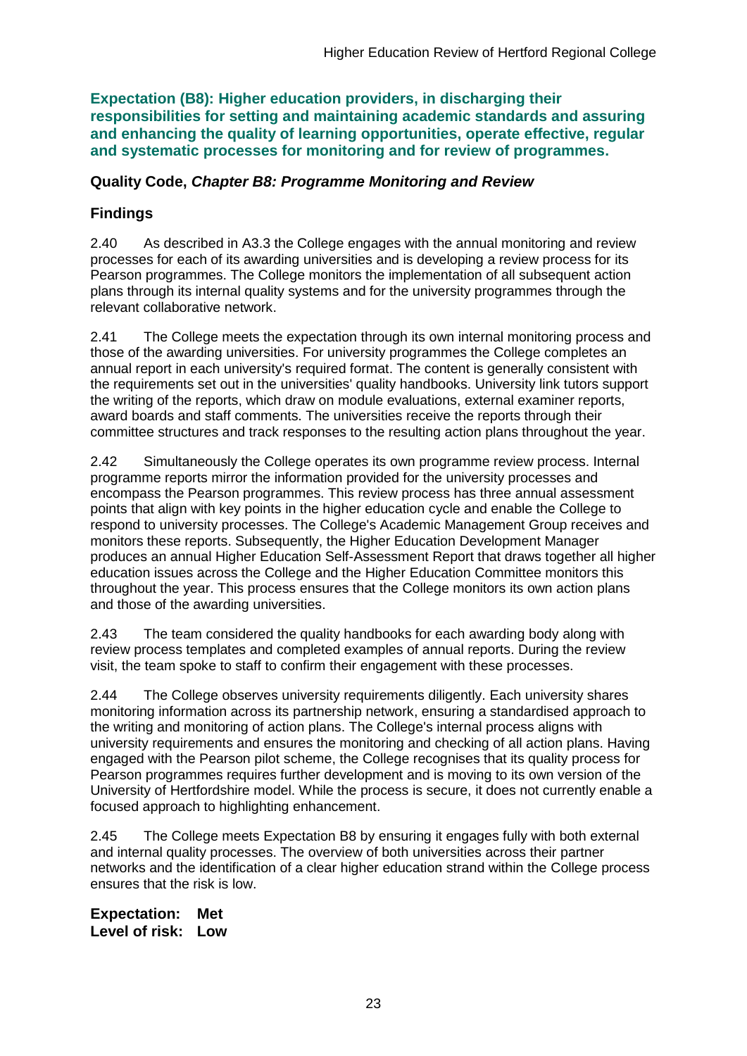**Expectation (B8): Higher education providers, in discharging their responsibilities for setting and maintaining academic standards and assuring and enhancing the quality of learning opportunities, operate effective, regular and systematic processes for monitoring and for review of programmes.**

**Quality Code, *Chapter B8: Programme Monitoring and Review***

## Findings

2.40 As described in A3.3 the College engages with the annual monitoring and review processes for each of its awarding universities and is developing a review process for its Pearson programmes. The College monitors the implementation of all subsequent action plans through its internal quality systems and for the university programmes through the relevant collaborative network.

2.41 The College meets the expectation through its own internal monitoring process and those of the awarding universities. For university programmes the College completes an annual report in each university's required format. The content is generally consistent with the requirements set out in the universities' quality handbooks. University link tutors support the writing of the reports, which draw on module evaluations, external examiner reports, award boards and staff comments. The universities receive the reports through their committee structures and track responses to the resulting action plans throughout the year.

2.42 Simultaneously the College operates its own programme review process. Internal programme reports mirror the information provided for the university processes and encompass the Pearson programmes. This review process has three annual assessment points that align with key points in the higher education cycle and enable the College to respond to university processes. The College's Academic Management Group receives and monitors these reports. Subsequently, the Higher Education Development Manager produces an annual Higher Education Self-Assessment Report that draws together all higher education issues across the College and the Higher Education Committee monitors this throughout the year. This process ensures that the College monitors its own action plans and those of the awarding universities.

2.43 The team considered the quality handbooks for each awarding body along with review process templates and completed examples of annual reports. During the review visit, the team spoke to staff to confirm their engagement with these processes.

2.44 The College observes university requirements diligently. Each university shares monitoring information across its partnership network, ensuring a standardised approach to the writing and monitoring of action plans. The College's internal process aligns with university requirements and ensures the monitoring and checking of all action plans. Having engaged with the Pearson pilot scheme, the College recognises that its quality process for Pearson programmes requires further development and is moving to its own version of the University of Hertfordshire model. While the process is secure, it does not currently enable a focused approach to highlighting enhancement.

2.45 The College meets Expectation B8 by ensuring it engages fully with both external and internal quality processes. The overview of both universities across their partner networks and the identification of a clear higher education strand within the College process ensures that the risk is low.

**Expectation: Met**
**Level of risk: Low**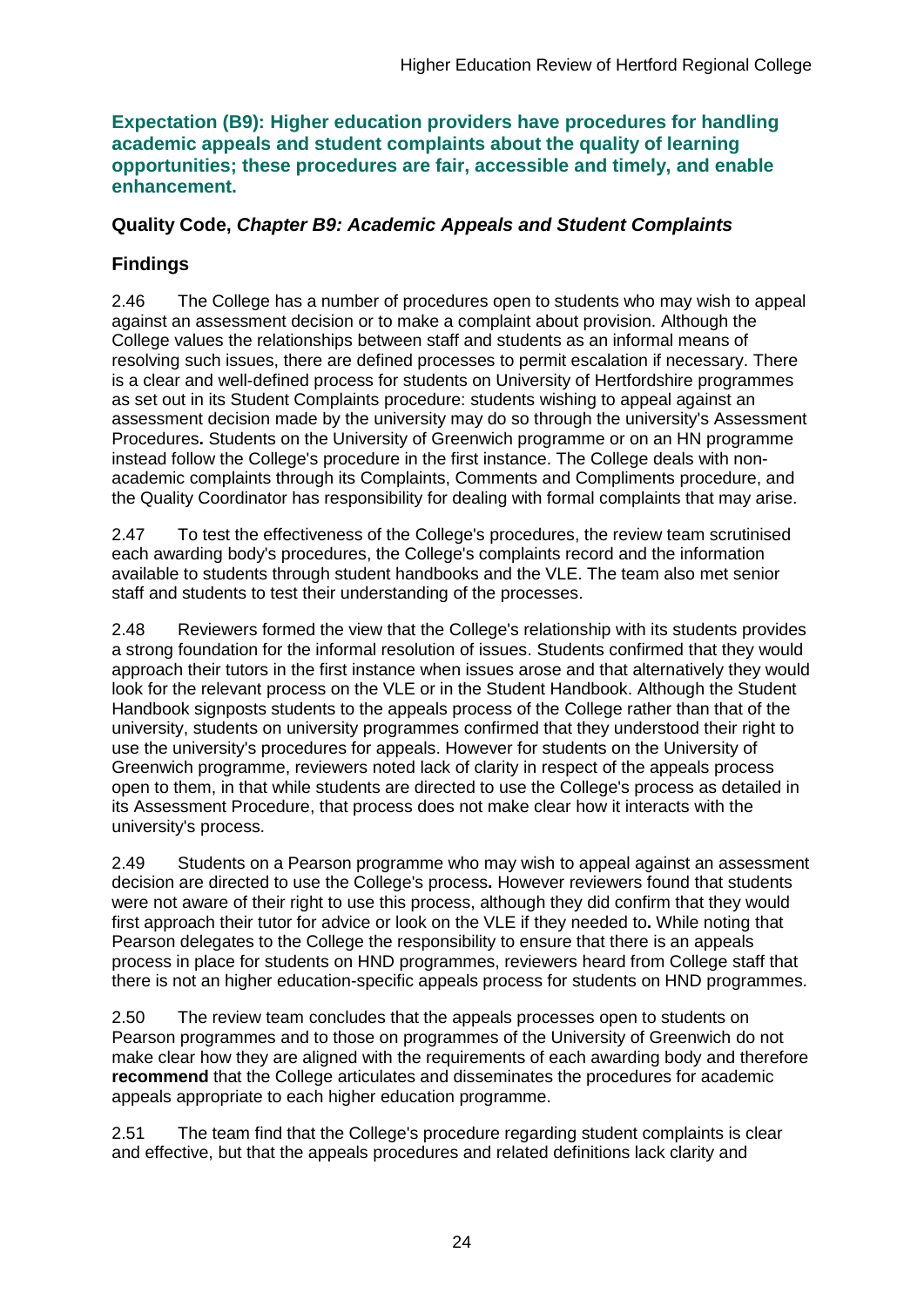**Expectation (B9): Higher education providers have procedures for handling academic appeals and student complaints about the quality of learning opportunities; these procedures are fair, accessible and timely, and enable enhancement.**

## Quality Code, *Chapter B9: Academic Appeals and Student Complaints*

### Findings

2.46 The College has a number of procedures open to students who may wish to appeal against an assessment decision or to make a complaint about provision. Although the College values the relationships between staff and students as an informal means of resolving such issues, there are defined processes to permit escalation if necessary. There is a clear and well-defined process for students on University of Hertfordshire programmes as set out in its Student Complaints procedure: students wishing to appeal against an assessment decision made by the university may do so through the university's Assessment Procedures. Students on the University of Greenwich programme or on an HN programme instead follow the College's procedure in the first instance. The College deals with non-academic complaints through its Complaints, Comments and Compliments procedure, and the Quality Coordinator has responsibility for dealing with formal complaints that may arise.

2.47 To test the effectiveness of the College's procedures, the review team scrutinised each awarding body's procedures, the College's complaints record and the information available to students through student handbooks and the VLE. The team also met senior staff and students to test their understanding of the processes.

2.48 Reviewers formed the view that the College's relationship with its students provides a strong foundation for the informal resolution of issues. Students confirmed that they would approach their tutors in the first instance when issues arose and that alternatively they would look for the relevant process on the VLE or in the Student Handbook. Although the Student Handbook signposts students to the appeals process of the College rather than that of the university, students on university programmes confirmed that they understood their right to use the university's procedures for appeals. However for students on the University of Greenwich programme, reviewers noted lack of clarity in respect of the appeals process open to them, in that while students are directed to use the College's process as detailed in its Assessment Procedure, that process does not make clear how it interacts with the university's process.

2.49 Students on a Pearson programme who may wish to appeal against an assessment decision are directed to use the College's process. However reviewers found that students were not aware of their right to use this process, although they did confirm that they would first approach their tutor for advice or look on the VLE if they needed to. While noting that Pearson delegates to the College the responsibility to ensure that there is an appeals process in place for students on HND programmes, reviewers heard from College staff that there is not an higher education-specific appeals process for students on HND programmes.

2.50 The review team concludes that the appeals processes open to students on Pearson programmes and to those on programmes of the University of Greenwich do not make clear how they are aligned with the requirements of each awarding body and therefore **recommend** that the College articulates and disseminates the procedures for academic appeals appropriate to each higher education programme.

2.51 The team find that the College's procedure regarding student complaints is clear and effective, but that the appeals procedures and related definitions lack clarity and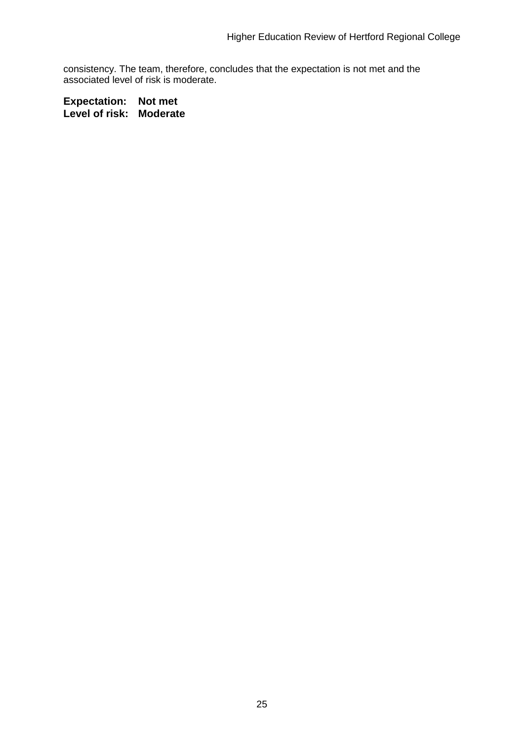consistency. The team, therefore, concludes that the expectation is not met and the associated level of risk is moderate.

**Expectation: Not met**
**Level of risk: Moderate**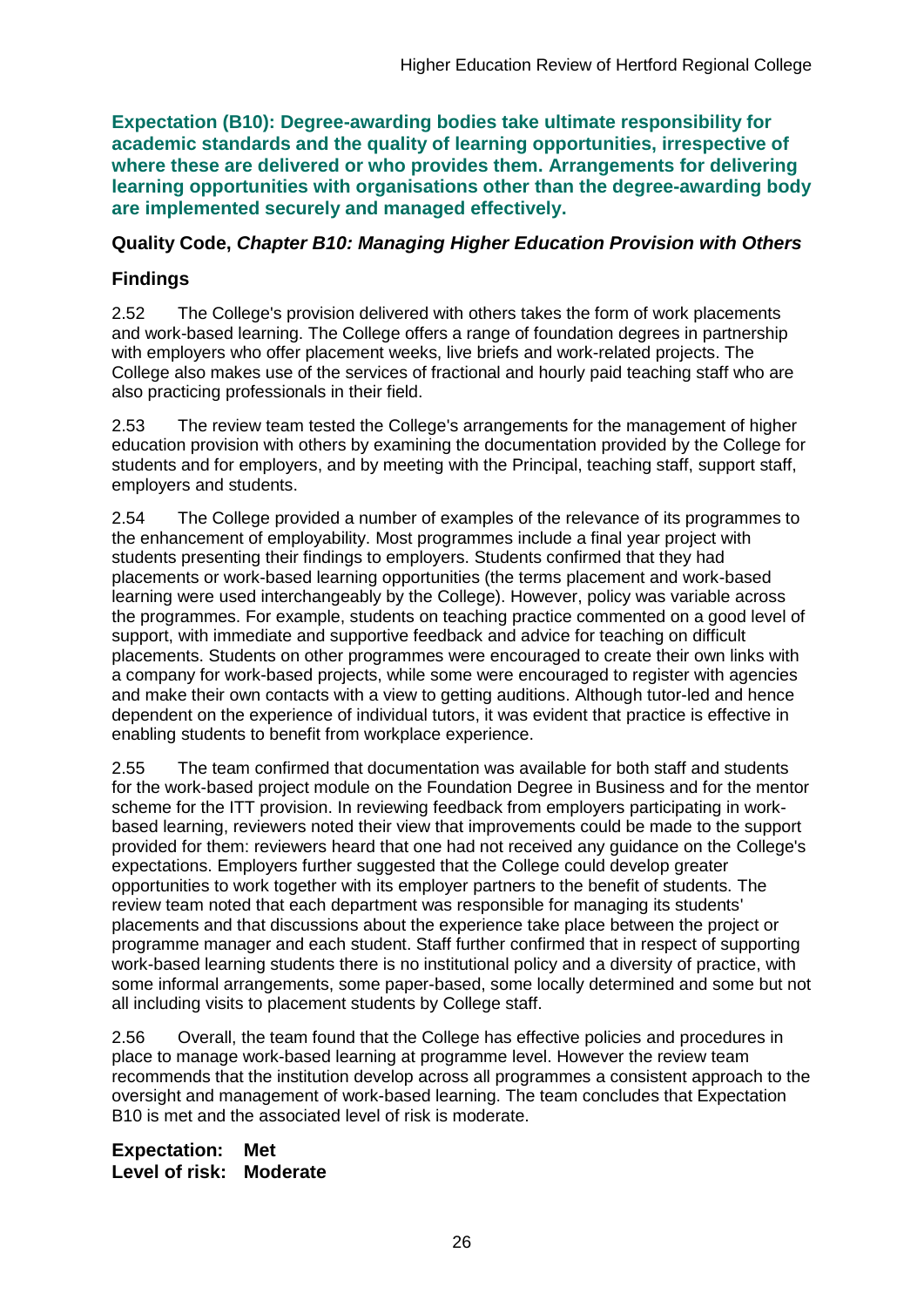**Expectation (B10): Degree-awarding bodies take ultimate responsibility for academic standards and the quality of learning opportunities, irrespective of where these are delivered or who provides them. Arrangements for delivering learning opportunities with organisations other than the degree-awarding body are implemented securely and managed effectively.**

**Quality Code, *Chapter B10: Managing Higher Education Provision with Others***

**Findings**

2.52 The College's provision delivered with others takes the form of work placements and work-based learning. The College offers a range of foundation degrees in partnership with employers who offer placement weeks, live briefs and work-related projects. The College also makes use of the services of fractional and hourly paid teaching staff who are also practicing professionals in their field.

2.53 The review team tested the College's arrangements for the management of higher education provision with others by examining the documentation provided by the College for students and for employers, and by meeting with the Principal, teaching staff, support staff, employers and students.

2.54 The College provided a number of examples of the relevance of its programmes to the enhancement of employability. Most programmes include a final year project with students presenting their findings to employers. Students confirmed that they had placements or work-based learning opportunities (the terms placement and work-based learning were used interchangeably by the College). However, policy was variable across the programmes. For example, students on teaching practice commented on a good level of support, with immediate and supportive feedback and advice for teaching on difficult placements. Students on other programmes were encouraged to create their own links with a company for work-based projects, while some were encouraged to register with agencies and make their own contacts with a view to getting auditions. Although tutor-led and hence dependent on the experience of individual tutors, it was evident that practice is effective in enabling students to benefit from workplace experience.

2.55 The team confirmed that documentation was available for both staff and students for the work-based project module on the Foundation Degree in Business and for the mentor scheme for the ITT provision. In reviewing feedback from employers participating in work-based learning, reviewers noted their view that improvements could be made to the support provided for them: reviewers heard that one had not received any guidance on the College's expectations. Employers further suggested that the College could develop greater opportunities to work together with its employer partners to the benefit of students. The review team noted that each department was responsible for managing its students' placements and that discussions about the experience take place between the project or programme manager and each student. Staff further confirmed that in respect of supporting work-based learning students there is no institutional policy and a diversity of practice, with some informal arrangements, some paper-based, some locally determined and some but not all including visits to placement students by College staff.

2.56 Overall, the team found that the College has effective policies and procedures in place to manage work-based learning at programme level. However the review team recommends that the institution develop across all programmes a consistent approach to the oversight and management of work-based learning. The team concludes that Expectation B10 is met and the associated level of risk is moderate.

**Expectation: Met**
**Level of risk: Moderate**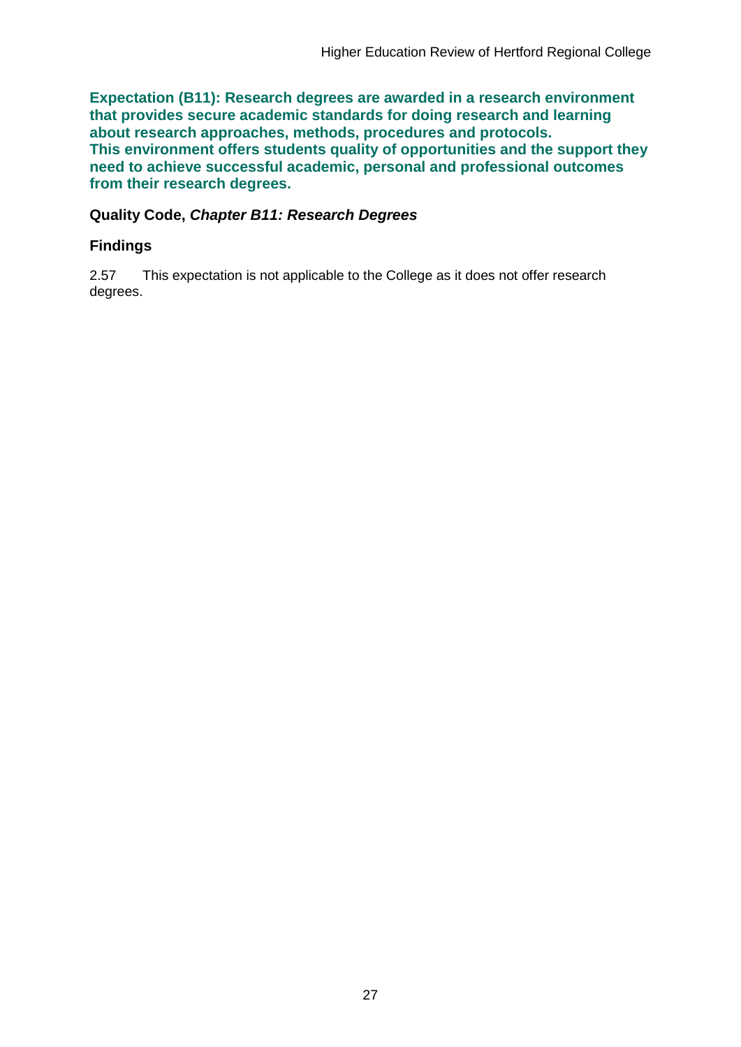**Expectation (B11): Research degrees are awarded in a research environment that provides secure academic standards for doing research and learning about research approaches, methods, procedures and protocols. This environment offers students quality of opportunities and the support they need to achieve successful academic, personal and professional outcomes from their research degrees.**

**Quality Code, *Chapter B11: Research Degrees***

### Findings

2.57 This expectation is not applicable to the College as it does not offer research degrees.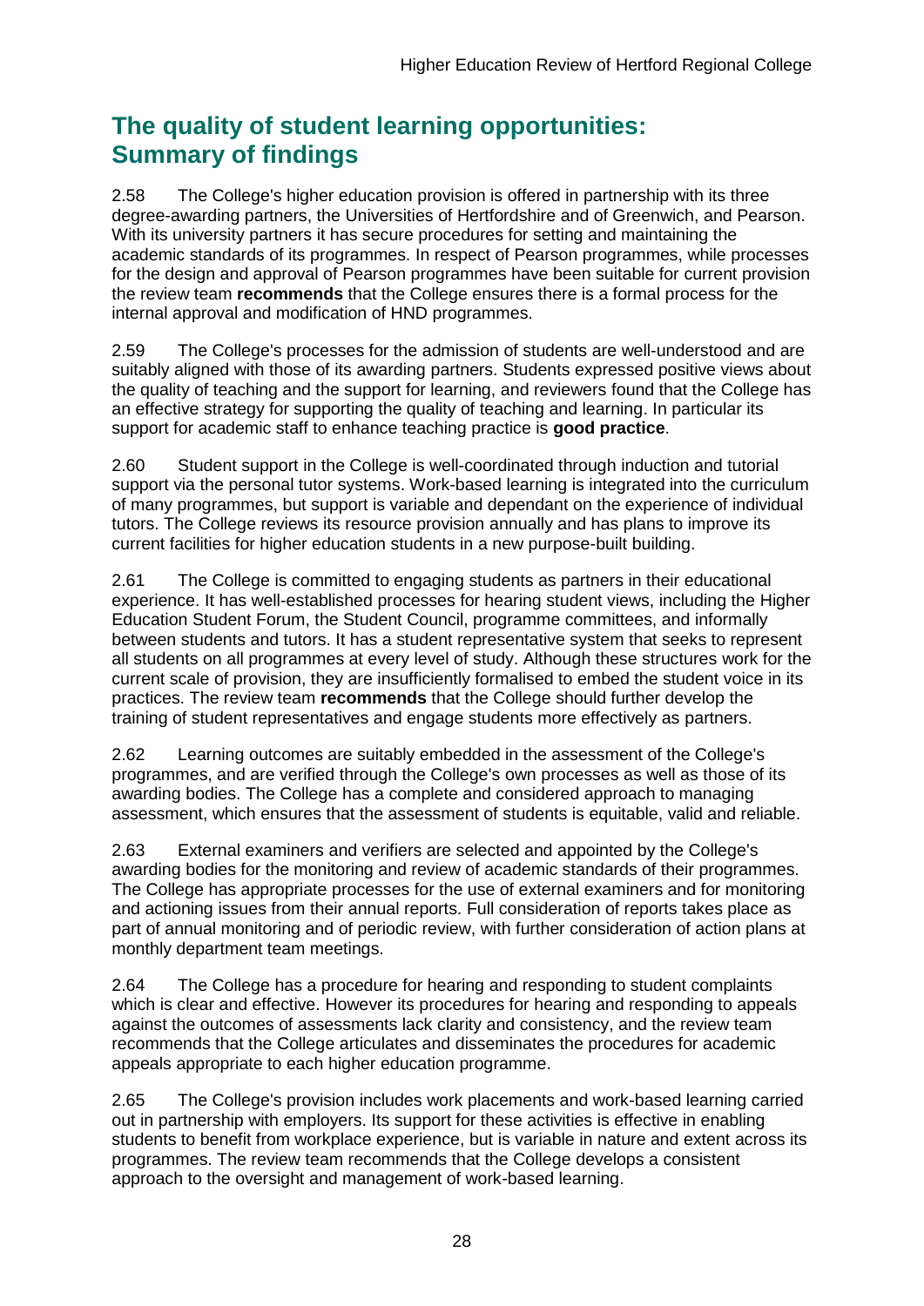## The quality of student learning opportunities: Summary of findings

2.58 The College's higher education provision is offered in partnership with its three degree-awarding partners, the Universities of Hertfordshire and of Greenwich, and Pearson. With its university partners it has secure procedures for setting and maintaining the academic standards of its programmes. In respect of Pearson programmes, while processes for the design and approval of Pearson programmes have been suitable for current provision the review team **recommends** that the College ensures there is a formal process for the internal approval and modification of HND programmes.

2.59 The College's processes for the admission of students are well-understood and are suitably aligned with those of its awarding partners. Students expressed positive views about the quality of teaching and the support for learning, and reviewers found that the College has an effective strategy for supporting the quality of teaching and learning. In particular its support for academic staff to enhance teaching practice is **good practice**.

2.60 Student support in the College is well-coordinated through induction and tutorial support via the personal tutor systems. Work-based learning is integrated into the curriculum of many programmes, but support is variable and dependant on the experience of individual tutors. The College reviews its resource provision annually and has plans to improve its current facilities for higher education students in a new purpose-built building.

2.61 The College is committed to engaging students as partners in their educational experience. It has well-established processes for hearing student views, including the Higher Education Student Forum, the Student Council, programme committees, and informally between students and tutors. It has a student representative system that seeks to represent all students on all programmes at every level of study. Although these structures work for the current scale of provision, they are insufficiently formalised to embed the student voice in its practices. The review team **recommends** that the College should further develop the training of student representatives and engage students more effectively as partners.

2.62 Learning outcomes are suitably embedded in the assessment of the College's programmes, and are verified through the College's own processes as well as those of its awarding bodies. The College has a complete and considered approach to managing assessment, which ensures that the assessment of students is equitable, valid and reliable.

2.63 External examiners and verifiers are selected and appointed by the College's awarding bodies for the monitoring and review of academic standards of their programmes. The College has appropriate processes for the use of external examiners and for monitoring and actioning issues from their annual reports. Full consideration of reports takes place as part of annual monitoring and of periodic review, with further consideration of action plans at monthly department team meetings.

2.64 The College has a procedure for hearing and responding to student complaints which is clear and effective. However its procedures for hearing and responding to appeals against the outcomes of assessments lack clarity and consistency, and the review team recommends that the College articulates and disseminates the procedures for academic appeals appropriate to each higher education programme.

2.65 The College's provision includes work placements and work-based learning carried out in partnership with employers. Its support for these activities is effective in enabling students to benefit from workplace experience, but is variable in nature and extent across its programmes. The review team recommends that the College develops a consistent approach to the oversight and management of work-based learning.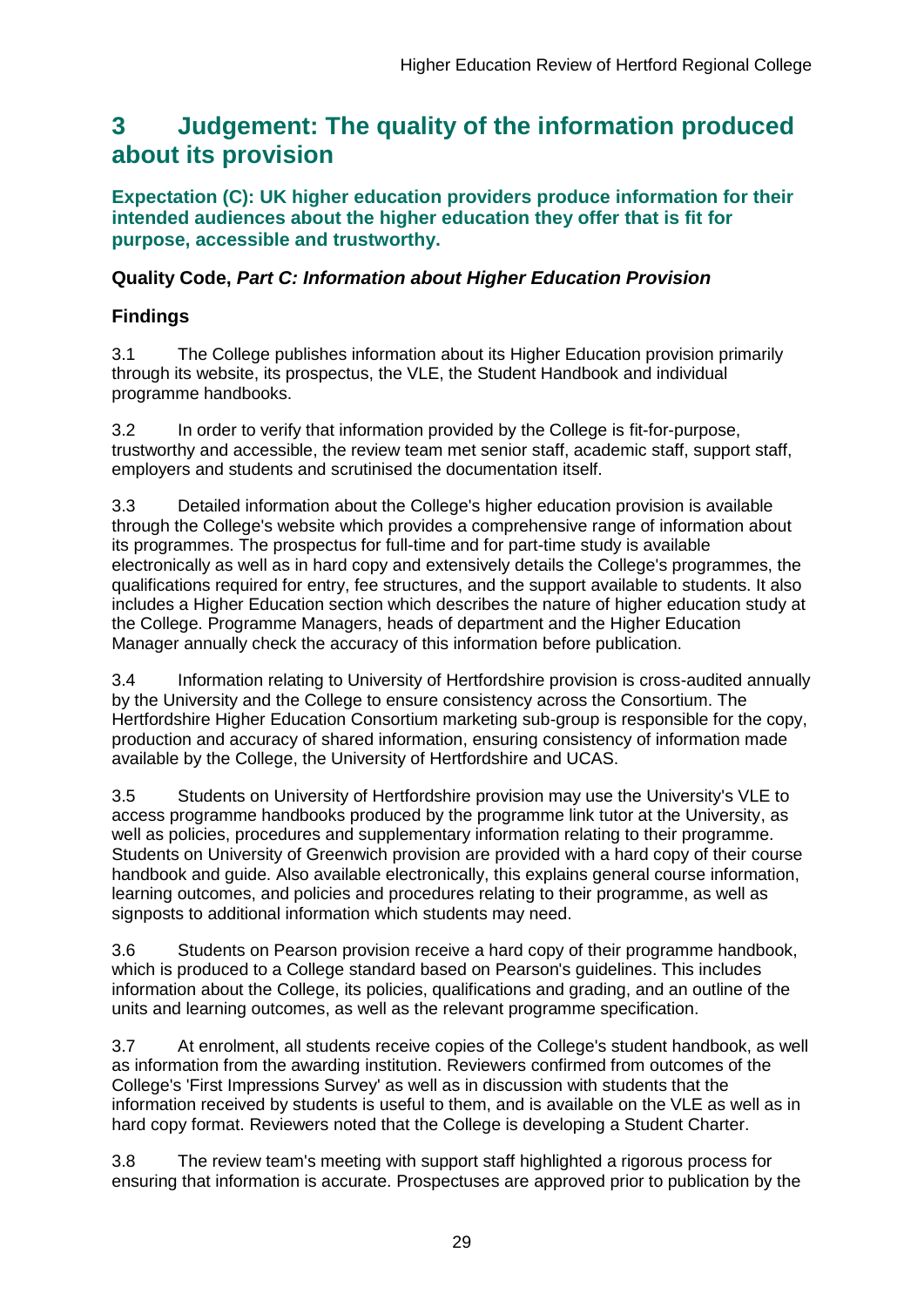# 3 Judgement: The quality of the information produced about its provision

**Expectation (C): UK higher education providers produce information for their intended audiences about the higher education they offer that is fit for purpose, accessible and trustworthy.**

### Quality Code, *Part C: Information about Higher Education Provision*

### Findings

3.1 The College publishes information about its Higher Education provision primarily through its website, its prospectus, the VLE, the Student Handbook and individual programme handbooks.

3.2 In order to verify that information provided by the College is fit-for-purpose, trustworthy and accessible, the review team met senior staff, academic staff, support staff, employers and students and scrutinised the documentation itself.

3.3 Detailed information about the College's higher education provision is available through the College's website which provides a comprehensive range of information about its programmes. The prospectus for full-time and for part-time study is available electronically as well as in hard copy and extensively details the College's programmes, the qualifications required for entry, fee structures, and the support available to students. It also includes a Higher Education section which describes the nature of higher education study at the College. Programme Managers, heads of department and the Higher Education Manager annually check the accuracy of this information before publication.

3.4 Information relating to University of Hertfordshire provision is cross-audited annually by the University and the College to ensure consistency across the Consortium. The Hertfordshire Higher Education Consortium marketing sub-group is responsible for the copy, production and accuracy of shared information, ensuring consistency of information made available by the College, the University of Hertfordshire and UCAS.

3.5 Students on University of Hertfordshire provision may use the University's VLE to access programme handbooks produced by the programme link tutor at the University, as well as policies, procedures and supplementary information relating to their programme. Students on University of Greenwich provision are provided with a hard copy of their course handbook and guide. Also available electronically, this explains general course information, learning outcomes, and policies and procedures relating to their programme, as well as signposts to additional information which students may need.

3.6 Students on Pearson provision receive a hard copy of their programme handbook, which is produced to a College standard based on Pearson's guidelines. This includes information about the College, its policies, qualifications and grading, and an outline of the units and learning outcomes, as well as the relevant programme specification.

3.7 At enrolment, all students receive copies of the College's student handbook, as well as information from the awarding institution. Reviewers confirmed from outcomes of the College's 'First Impressions Survey' as well as in discussion with students that the information received by students is useful to them, and is available on the VLE as well as in hard copy format. Reviewers noted that the College is developing a Student Charter.

3.8 The review team's meeting with support staff highlighted a rigorous process for ensuring that information is accurate. Prospectuses are approved prior to publication by the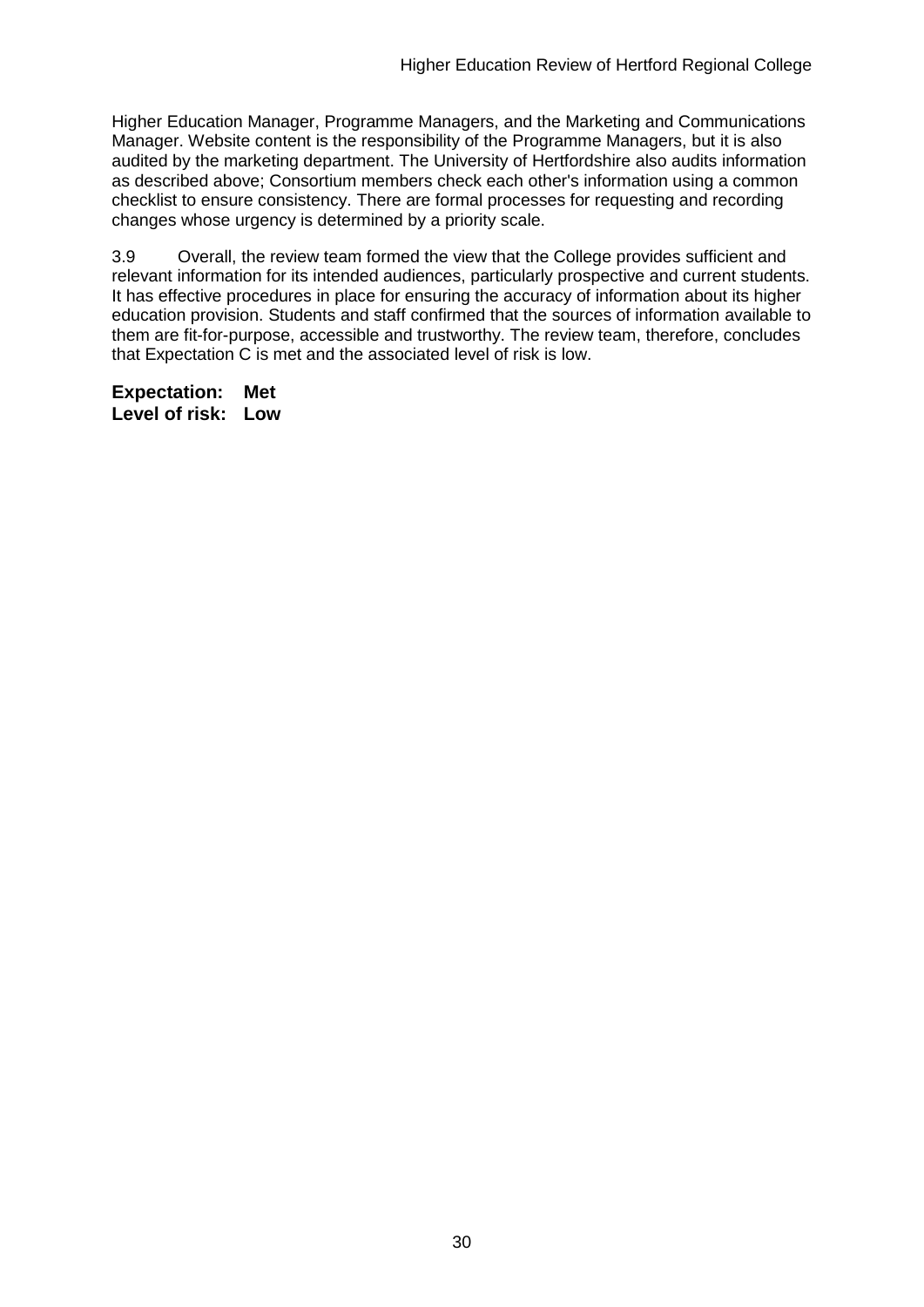Higher Education Manager, Programme Managers, and the Marketing and Communications Manager. Website content is the responsibility of the Programme Managers, but it is also audited by the marketing department. The University of Hertfordshire also audits information as described above; Consortium members check each other's information using a common checklist to ensure consistency. There are formal processes for requesting and recording changes whose urgency is determined by a priority scale.

3.9 Overall, the review team formed the view that the College provides sufficient and relevant information for its intended audiences, particularly prospective and current students. It has effective procedures in place for ensuring the accuracy of information about its higher education provision. Students and staff confirmed that the sources of information available to them are fit-for-purpose, accessible and trustworthy. The review team, therefore, concludes that Expectation C is met and the associated level of risk is low.

**Expectation: Met**
**Level of risk: Low**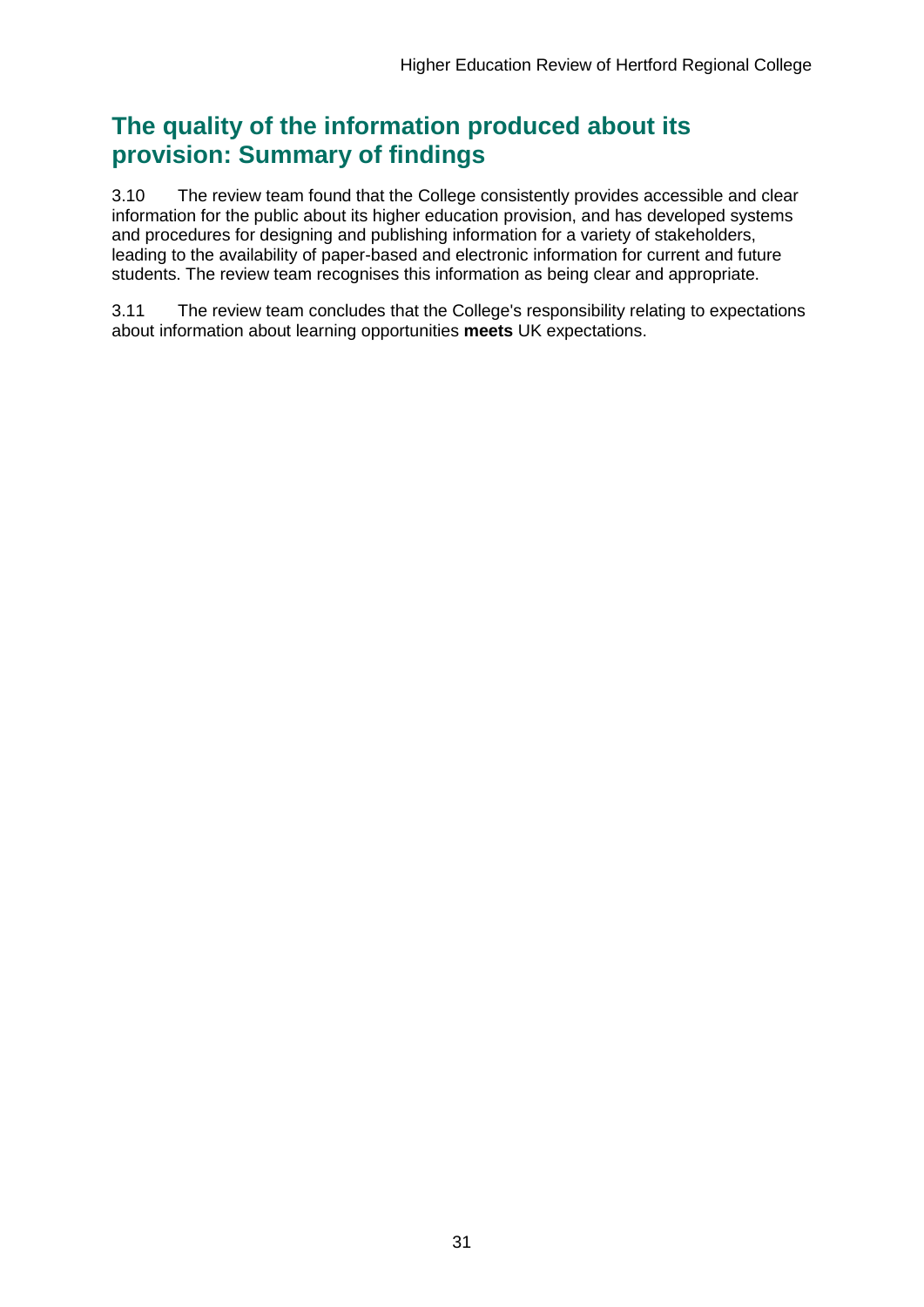## The quality of the information produced about its provision: Summary of findings

3.10 The review team found that the College consistently provides accessible and clear information for the public about its higher education provision, and has developed systems and procedures for designing and publishing information for a variety of stakeholders, leading to the availability of paper-based and electronic information for current and future students. The review team recognises this information as being clear and appropriate.

3.11 The review team concludes that the College's responsibility relating to expectations about information about learning opportunities **meets** UK expectations.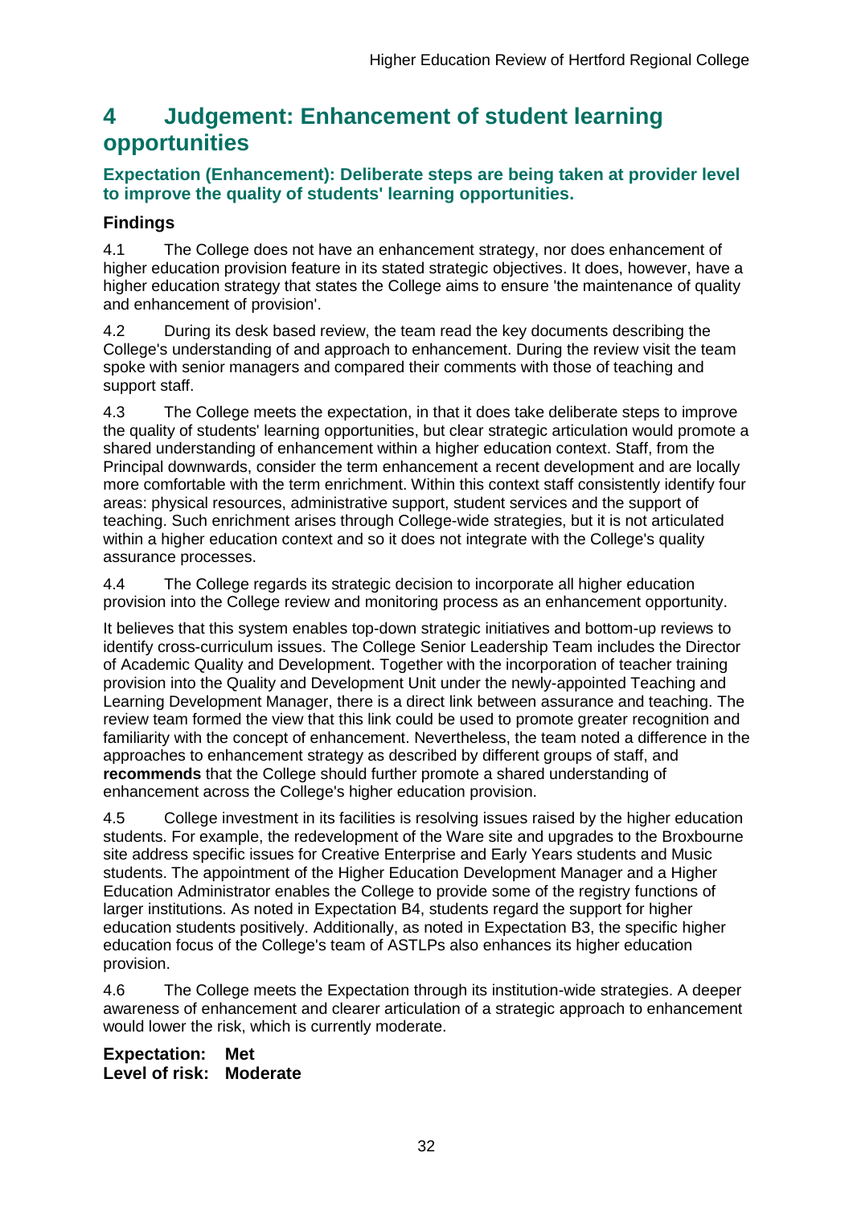# 4 Judgement: Enhancement of student learning opportunities

### Expectation (Enhancement): Deliberate steps are being taken at provider level to improve the quality of students' learning opportunities.

### Findings

4.1 The College does not have an enhancement strategy, nor does enhancement of higher education provision feature in its stated strategic objectives. It does, however, have a higher education strategy that states the College aims to ensure 'the maintenance of quality and enhancement of provision'.

4.2 During its desk based review, the team read the key documents describing the College's understanding of and approach to enhancement. During the review visit the team spoke with senior managers and compared their comments with those of teaching and support staff.

4.3 The College meets the expectation, in that it does take deliberate steps to improve the quality of students' learning opportunities, but clear strategic articulation would promote a shared understanding of enhancement within a higher education context. Staff, from the Principal downwards, consider the term enhancement a recent development and are locally more comfortable with the term enrichment. Within this context staff consistently identify four areas: physical resources, administrative support, student services and the support of teaching. Such enrichment arises through College-wide strategies, but it is not articulated within a higher education context and so it does not integrate with the College's quality assurance processes.

4.4 The College regards its strategic decision to incorporate all higher education provision into the College review and monitoring process as an enhancement opportunity.

It believes that this system enables top-down strategic initiatives and bottom-up reviews to identify cross-curriculum issues. The College Senior Leadership Team includes the Director of Academic Quality and Development. Together with the incorporation of teacher training provision into the Quality and Development Unit under the newly-appointed Teaching and Learning Development Manager, there is a direct link between assurance and teaching. The review team formed the view that this link could be used to promote greater recognition and familiarity with the concept of enhancement. Nevertheless, the team noted a difference in the approaches to enhancement strategy as described by different groups of staff, and **recommends** that the College should further promote a shared understanding of enhancement across the College's higher education provision.

4.5 College investment in its facilities is resolving issues raised by the higher education students. For example, the redevelopment of the Ware site and upgrades to the Broxbourne site address specific issues for Creative Enterprise and Early Years students and Music students. The appointment of the Higher Education Development Manager and a Higher Education Administrator enables the College to provide some of the registry functions of larger institutions. As noted in Expectation B4, students regard the support for higher education students positively. Additionally, as noted in Expectation B3, the specific higher education focus of the College's team of ASTLPs also enhances its higher education provision.

4.6 The College meets the Expectation through its institution-wide strategies. A deeper awareness of enhancement and clearer articulation of a strategic approach to enhancement would lower the risk, which is currently moderate.

**Expectation: Met**
**Level of risk: Moderate**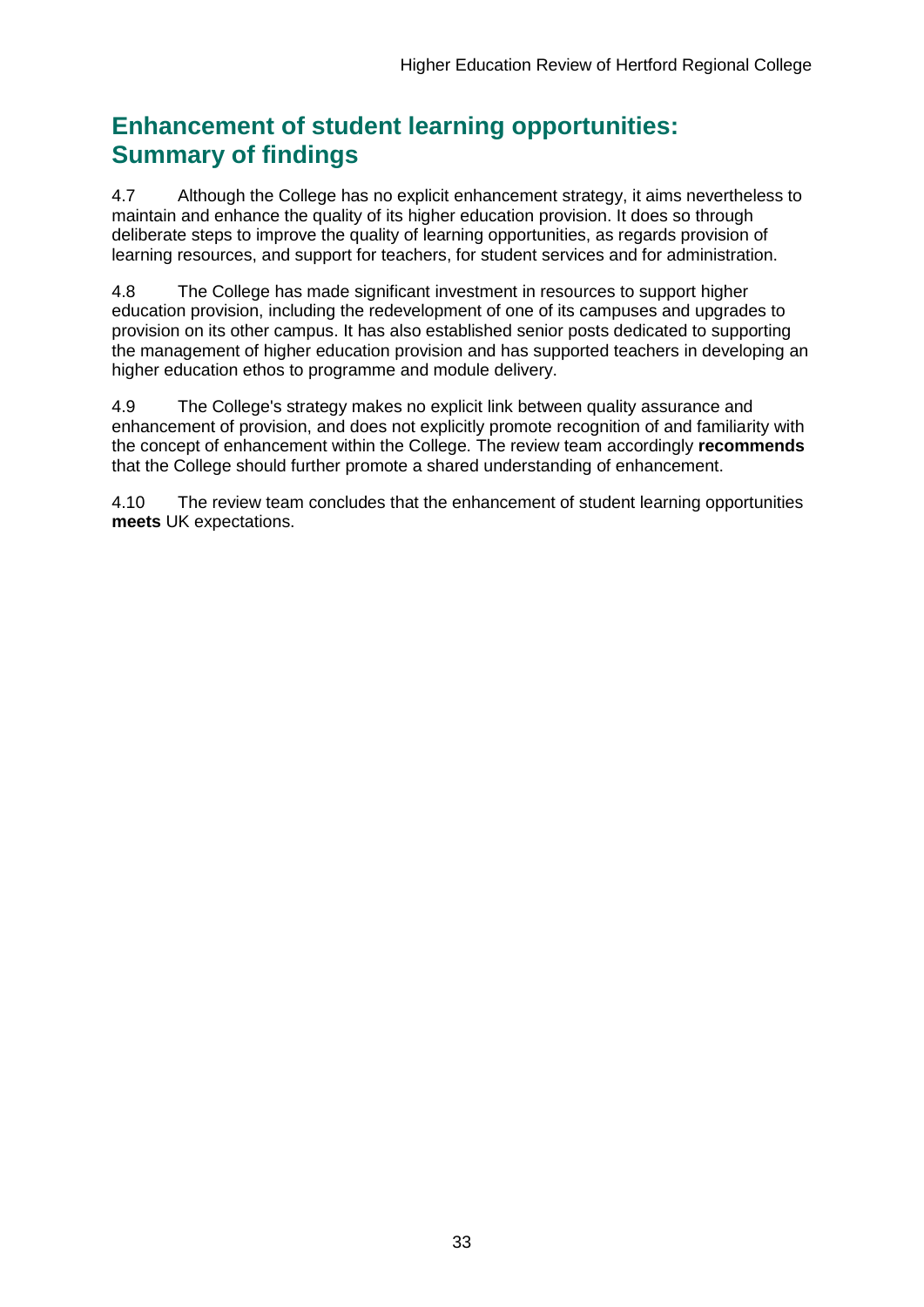## Enhancement of student learning opportunities: Summary of findings

4.7 Although the College has no explicit enhancement strategy, it aims nevertheless to maintain and enhance the quality of its higher education provision. It does so through deliberate steps to improve the quality of learning opportunities, as regards provision of learning resources, and support for teachers, for student services and for administration.

4.8 The College has made significant investment in resources to support higher education provision, including the redevelopment of one of its campuses and upgrades to provision on its other campus. It has also established senior posts dedicated to supporting the management of higher education provision and has supported teachers in developing an higher education ethos to programme and module delivery.

4.9 The College's strategy makes no explicit link between quality assurance and enhancement of provision, and does not explicitly promote recognition of and familiarity with the concept of enhancement within the College. The review team accordingly **recommends** that the College should further promote a shared understanding of enhancement.

4.10 The review team concludes that the enhancement of student learning opportunities **meets** UK expectations.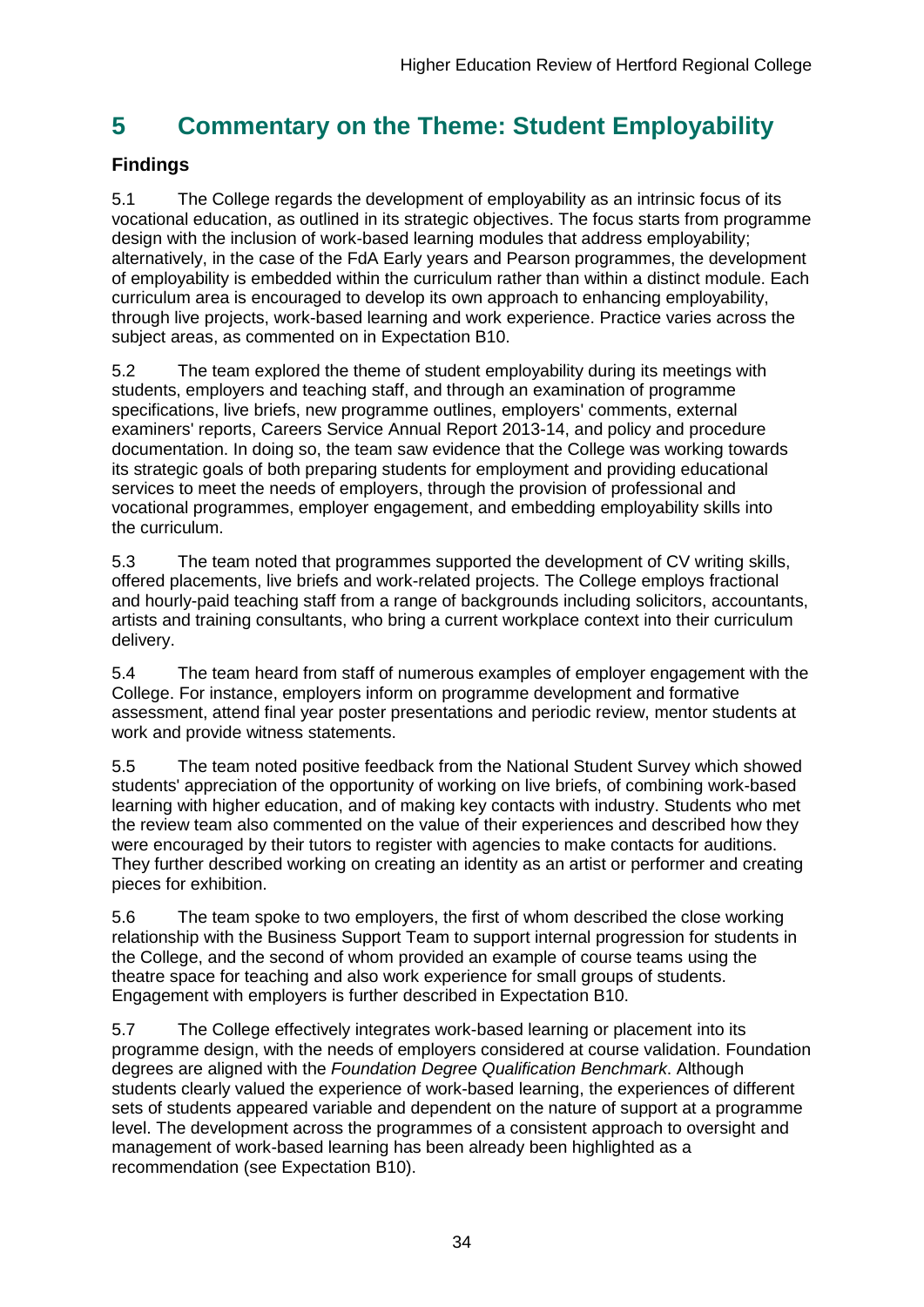# 5 Commentary on the Theme: Student Employability

## Findings

5.1 The College regards the development of employability as an intrinsic focus of its vocational education, as outlined in its strategic objectives. The focus starts from programme design with the inclusion of work-based learning modules that address employability; alternatively, in the case of the FdA Early years and Pearson programmes, the development of employability is embedded within the curriculum rather than within a distinct module. Each curriculum area is encouraged to develop its own approach to enhancing employability, through live projects, work-based learning and work experience. Practice varies across the subject areas, as commented on in Expectation B10.

5.2 The team explored the theme of student employability during its meetings with students, employers and teaching staff, and through an examination of programme specifications, live briefs, new programme outlines, employers' comments, external examiners' reports, Careers Service Annual Report 2013-14, and policy and procedure documentation. In doing so, the team saw evidence that the College was working towards its strategic goals of both preparing students for employment and providing educational services to meet the needs of employers, through the provision of professional and vocational programmes, employer engagement, and embedding employability skills into the curriculum.

5.3 The team noted that programmes supported the development of CV writing skills, offered placements, live briefs and work-related projects. The College employs fractional and hourly-paid teaching staff from a range of backgrounds including solicitors, accountants, artists and training consultants, who bring a current workplace context into their curriculum delivery.

5.4 The team heard from staff of numerous examples of employer engagement with the College. For instance, employers inform on programme development and formative assessment, attend final year poster presentations and periodic review, mentor students at work and provide witness statements.

5.5 The team noted positive feedback from the National Student Survey which showed students' appreciation of the opportunity of working on live briefs, of combining work-based learning with higher education, and of making key contacts with industry. Students who met the review team also commented on the value of their experiences and described how they were encouraged by their tutors to register with agencies to make contacts for auditions. They further described working on creating an identity as an artist or performer and creating pieces for exhibition.

5.6 The team spoke to two employers, the first of whom described the close working relationship with the Business Support Team to support internal progression for students in the College, and the second of whom provided an example of course teams using the theatre space for teaching and also work experience for small groups of students. Engagement with employers is further described in Expectation B10.

5.7 The College effectively integrates work-based learning or placement into its programme design, with the needs of employers considered at course validation. Foundation degrees are aligned with the *Foundation Degree Qualification Benchmark*. Although students clearly valued the experience of work-based learning, the experiences of different sets of students appeared variable and dependent on the nature of support at a programme level. The development across the programmes of a consistent approach to oversight and management of work-based learning has been already been highlighted as a recommendation (see Expectation B10).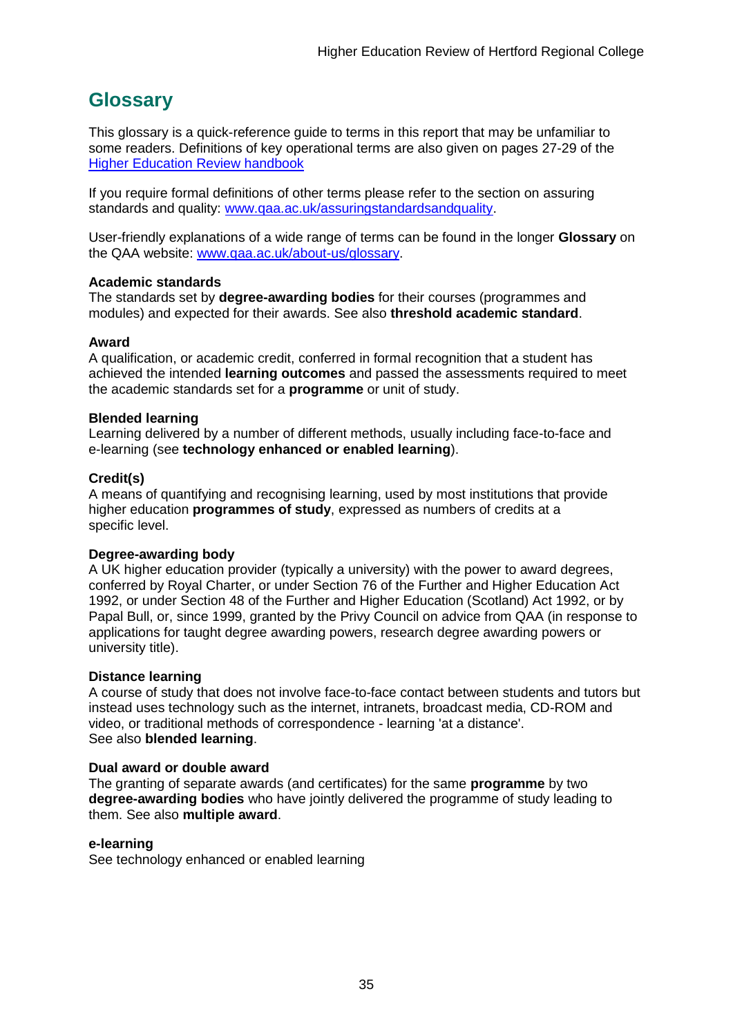## Glossary

This glossary is a quick-reference guide to terms in this report that may be unfamiliar to some readers. Definitions of key operational terms are also given on pages 27-29 of the [Higher Education Review handbook](Higher Education Review handbook)

If you require formal definitions of other terms please refer to the section on assuring standards and quality: [www.qaa.ac.uk/assuringstandardsandquality](www.qaa.ac.uk/assuringstandardsandquality).

User-friendly explanations of a wide range of terms can be found in the longer **Glossary** on the QAA website: [www.qaa.ac.uk/about-us/glossary](www.qaa.ac.uk/about-us/glossary).

**Academic standards**
The standards set by **degree-awarding bodies** for their courses (programmes and modules) and expected for their awards. See also **threshold academic standard**.

**Award**
A qualification, or academic credit, conferred in formal recognition that a student has achieved the intended **learning outcomes** and passed the assessments required to meet the academic standards set for a **programme** or unit of study.

**Blended learning**
Learning delivered by a number of different methods, usually including face-to-face and e-learning (see **technology enhanced or enabled learning**).

**Credit(s)**
A means of quantifying and recognising learning, used by most institutions that provide higher education **programmes of study**, expressed as numbers of credits at a specific level.

**Degree-awarding body**
A UK higher education provider (typically a university) with the power to award degrees, conferred by Royal Charter, or under Section 76 of the Further and Higher Education Act 1992, or under Section 48 of the Further and Higher Education (Scotland) Act 1992, or by Papal Bull, or, since 1999, granted by the Privy Council on advice from QAA (in response to applications for taught degree awarding powers, research degree awarding powers or university title).

**Distance learning**
A course of study that does not involve face-to-face contact between students and tutors but instead uses technology such as the internet, intranets, broadcast media, CD-ROM and video, or traditional methods of correspondence - learning 'at a distance'.
See also **blended learning**.

**Dual award or double award**
The granting of separate awards (and certificates) for the same **programme** by two **degree-awarding bodies** who have jointly delivered the programme of study leading to them. See also **multiple award**.

**e-learning**
See technology enhanced or enabled learning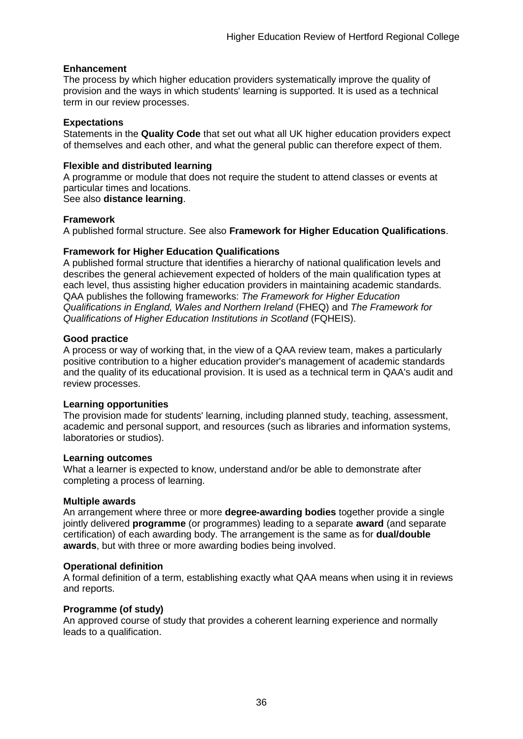**Enhancement**
The process by which higher education providers systematically improve the quality of provision and the ways in which students' learning is supported. It is used as a technical term in our review processes.

**Expectations**
Statements in the **Quality Code** that set out what all UK higher education providers expect of themselves and each other, and what the general public can therefore expect of them.

**Flexible and distributed learning**
A programme or module that does not require the student to attend classes or events at particular times and locations.
See also **distance learning**.

**Framework**
A published formal structure. See also **Framework for Higher Education Qualifications**.

**Framework for Higher Education Qualifications**
A published formal structure that identifies a hierarchy of national qualification levels and describes the general achievement expected of holders of the main qualification types at each level, thus assisting higher education providers in maintaining academic standards. QAA publishes the following frameworks: *The Framework for Higher Education Qualifications in England, Wales and Northern Ireland* (FHEQ) and *The Framework for Qualifications of Higher Education Institutions in Scotland* (FQHEIS).

**Good practice**
A process or way of working that, in the view of a QAA review team, makes a particularly positive contribution to a higher education provider's management of academic standards and the quality of its educational provision. It is used as a technical term in QAA's audit and review processes.

**Learning opportunities**
The provision made for students' learning, including planned study, teaching, assessment, academic and personal support, and resources (such as libraries and information systems, laboratories or studios).

**Learning outcomes**
What a learner is expected to know, understand and/or be able to demonstrate after completing a process of learning.

**Multiple awards**
An arrangement where three or more **degree-awarding bodies** together provide a single jointly delivered **programme** (or programmes) leading to a separate **award** (and separate certification) of each awarding body. The arrangement is the same as for **dual/double awards**, but with three or more awarding bodies being involved.

**Operational definition**
A formal definition of a term, establishing exactly what QAA means when using it in reviews and reports.

**Programme (of study)**
An approved course of study that provides a coherent learning experience and normally leads to a qualification.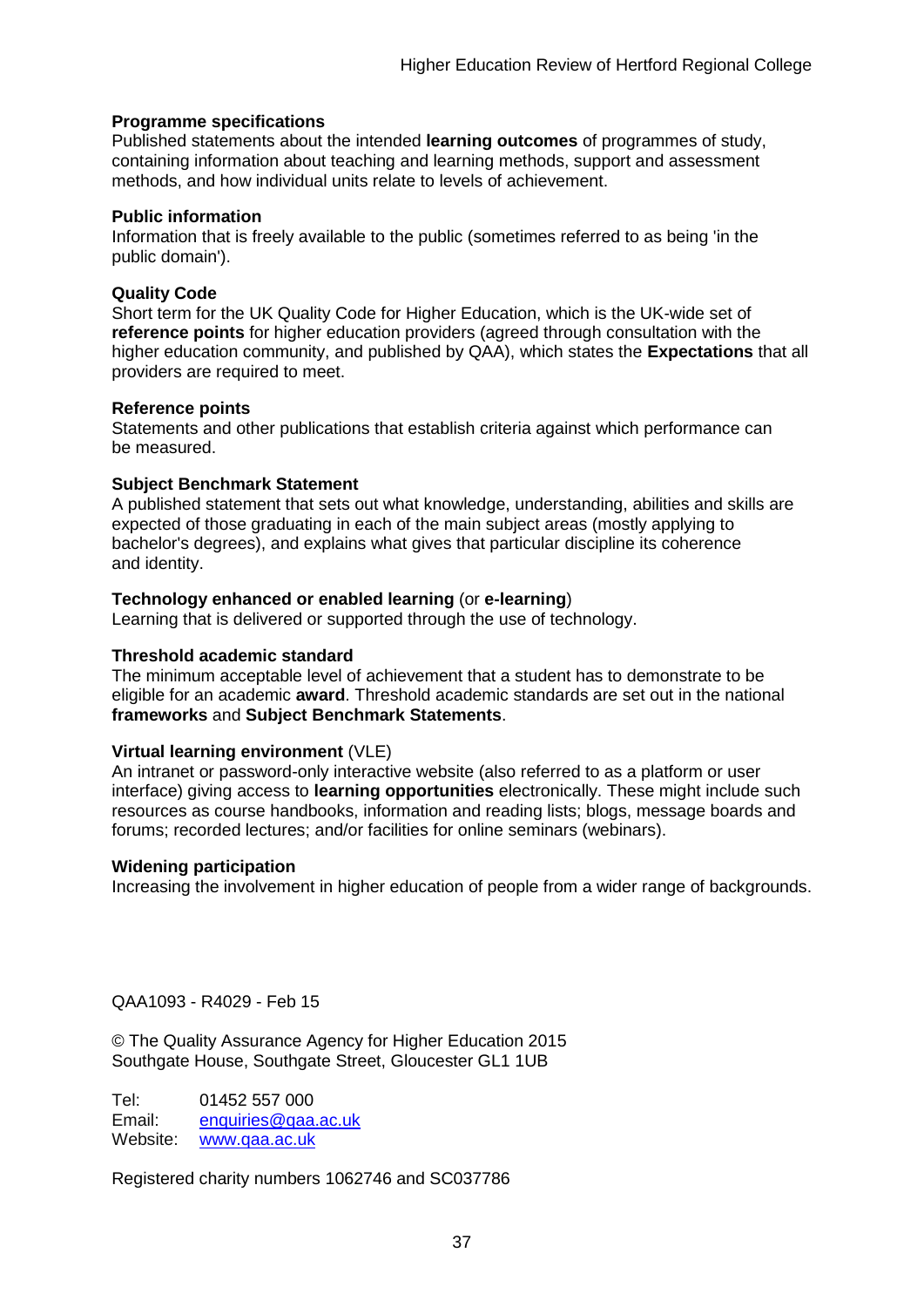**Programme specifications**
Published statements about the intended **learning outcomes** of programmes of study, containing information about teaching and learning methods, support and assessment methods, and how individual units relate to levels of achievement.

**Public information**
Information that is freely available to the public (sometimes referred to as being 'in the public domain').

**Quality Code**
Short term for the UK Quality Code for Higher Education, which is the UK-wide set of **reference points** for higher education providers (agreed through consultation with the higher education community, and published by QAA), which states the **Expectations** that all providers are required to meet.

**Reference points**
Statements and other publications that establish criteria against which performance can be measured.

**Subject Benchmark Statement**
A published statement that sets out what knowledge, understanding, abilities and skills are expected of those graduating in each of the main subject areas (mostly applying to bachelor's degrees), and explains what gives that particular discipline its coherence and identity.

**Technology enhanced or enabled learning** (or **e-learning**)
Learning that is delivered or supported through the use of technology.

**Threshold academic standard**
The minimum acceptable level of achievement that a student has to demonstrate to be eligible for an academic **award**. Threshold academic standards are set out in the national **frameworks** and **Subject Benchmark Statements**.

**Virtual learning environment** (VLE)
An intranet or password-only interactive website (also referred to as a platform or user interface) giving access to **learning opportunities** electronically. These might include such resources as course handbooks, information and reading lists; blogs, message boards and forums; recorded lectures; and/or facilities for online seminars (webinars).

**Widening participation**
Increasing the involvement in higher education of people from a wider range of backgrounds.

QAA1093 - R4029 - Feb 15

© The Quality Assurance Agency for Higher Education 2015
Southgate House, Southgate Street, Gloucester GL1 1UB

Tel: 01452 557 000
Email: enquiries@qaa.ac.uk
Website: www.qaa.ac.uk

Registered charity numbers 1062746 and SC037786